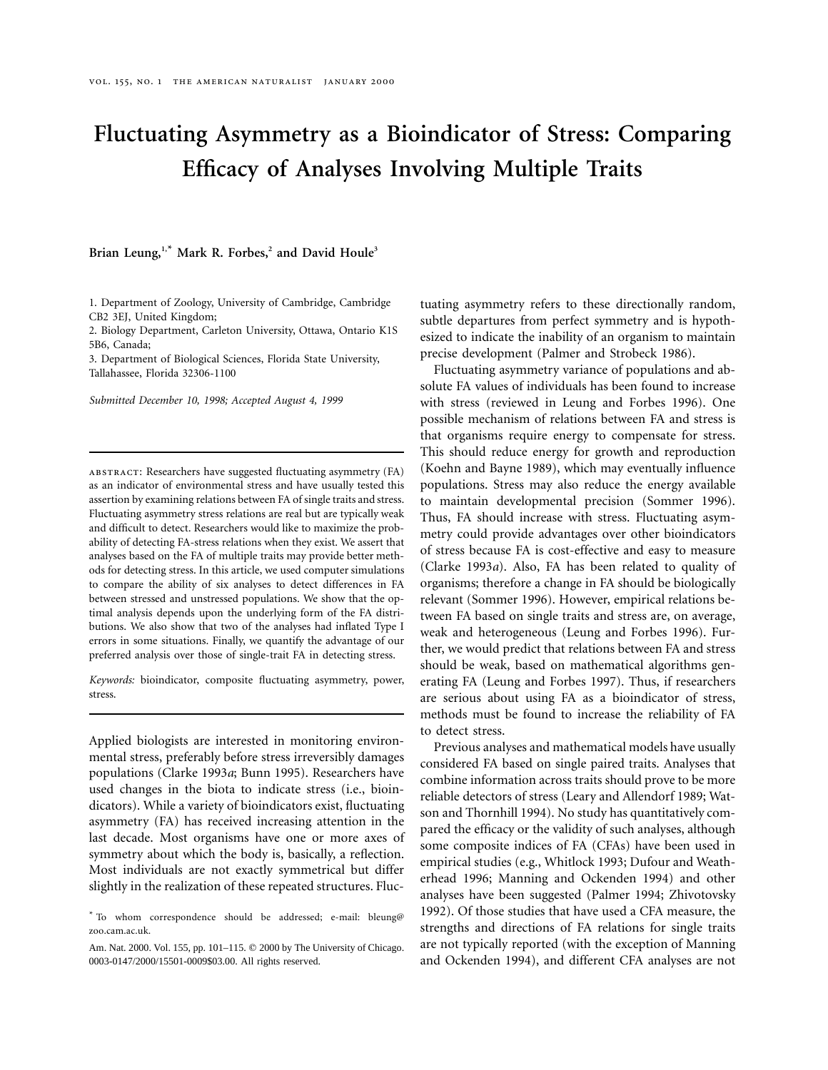# Fluctuating Asymmetry as a Bioindicator of Stress: Comparing Efficacy of Analyses Involving Multiple Traits

**Brian Leung,[1,*] Mark R. Forbes,[2] and David Houle[3]**

1. Department of Zoology, University of Cambridge, Cambridge CB2 3EJ, United Kingdom;
2. Biology Department, Carleton University, Ottawa, Ontario K1S 5B6, Canada;
3. Department of Biological Sciences, Florida State University, Tallahassee, Florida 32306-1100

*Submitted December 10, 1998; Accepted August 4, 1999*

ABSTRACT: Researchers have suggested fluctuating asymmetry (FA) as an indicator of environmental stress and have usually tested this assertion by examining relations between FA of single traits and stress. Fluctuating asymmetry stress relations are real but are typically weak and difficult to detect. Researchers would like to maximize the probability of detecting FA-stress relations when they exist. We assert that analyses based on the FA of multiple traits may provide better methods for detecting stress. In this article, we used computer simulations to compare the ability of six analyses to detect differences in FA between stressed and unstressed populations. We show that the optimal analysis depends upon the underlying form of the FA distributions. We also show that two of the analyses had inflated Type I errors in some situations. Finally, we quantify the advantage of our preferred analysis over those of single-trait FA in detecting stress.

*Keywords:* bioindicator, composite fluctuating asymmetry, power, stress.

Applied biologists are interested in monitoring environmental stress, preferably before stress irreversibly damages populations (Clarke 1993*a*; Bunn 1995). Researchers have used changes in the biota to indicate stress (i.e., bioindicators). While a variety of bioindicators exist, fluctuating asymmetry (FA) has received increasing attention in the last decade. Most organisms have one or more axes of symmetry about which the body is, basically, a reflection. Most individuals are not exactly symmetrical but differ slightly in the realization of these repeated structures. Fluctuating asymmetry refers to these directionally random, subtle departures from perfect symmetry and is hypothesized to indicate the inability of an organism to maintain precise development (Palmer and Strobeck 1986).

Fluctuating asymmetry variance of populations and absolute FA values of individuals has been found to increase with stress (reviewed in Leung and Forbes 1996). One possible mechanism of relations between FA and stress is that organisms require energy to compensate for stress. This should reduce energy for growth and reproduction (Koehn and Bayne 1989), which may eventually influence populations. Stress may also reduce the energy available to maintain developmental precision (Sommer 1996). Thus, FA should increase with stress. Fluctuating asymmetry could provide advantages over other bioindicators of stress because FA is cost-effective and easy to measure (Clarke 1993*a*). Also, FA has been related to quality of organisms; therefore a change in FA should be biologically relevant (Sommer 1996). However, empirical relations between FA based on single traits and stress are, on average, weak and heterogeneous (Leung and Forbes 1996). Further, we would predict that relations between FA and stress should be weak, based on mathematical algorithms generating FA (Leung and Forbes 1997). Thus, if researchers are serious about using FA as a bioindicator of stress, methods must be found to increase the reliability of FA to detect stress.

Previous analyses and mathematical models have usually considered FA based on single paired traits. Analyses that combine information across traits should prove to be more reliable detectors of stress (Leary and Allendorf 1989; Watson and Thornhill 1994). No study has quantitatively compared the efficacy or the validity of such analyses, although some composite indices of FA (CFAs) have been used in empirical studies (e.g., Whitlock 1993; Dufour and Weatherhead 1996; Manning and Ockenden 1994) and other analyses have been suggested (Palmer 1994; Zhivotovsky 1992). Of those studies that have used a CFA measure, the strengths and directions of FA relations for single traits are not typically reported (with the exception of Manning and Ockenden 1994), and different CFA analyses are not

[*] To whom correspondence should be addressed; e-mail: bleung@zoo.cam.ac.uk.

Am. Nat. 2000. Vol. 155, pp. 101–115. © 2000 by The University of Chicago. 0003-0147/2000/15501-0009$03.00. All rights reserved.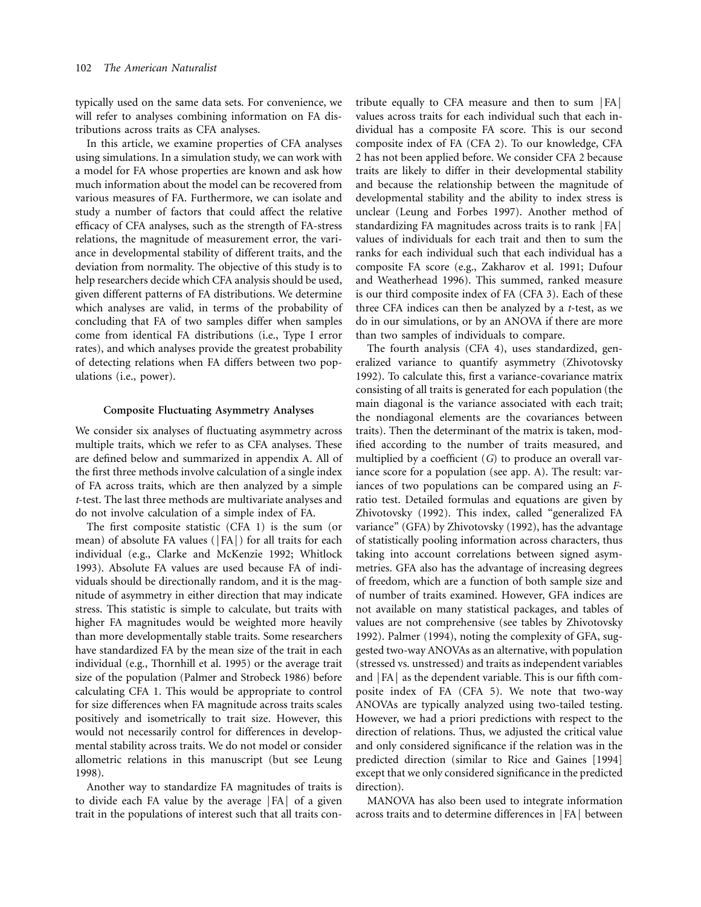typically used on the same data sets. For convenience, we will refer to analyses combining information on FA distributions across traits as CFA analyses.

In this article, we examine properties of CFA analyses using simulations. In a simulation study, we can work with a model for FA whose properties are known and ask how much information about the model can be recovered from various measures of FA. Furthermore, we can isolate and study a number of factors that could affect the relative efficacy of CFA analyses, such as the strength of FA-stress relations, the magnitude of measurement error, the variance in developmental stability of different traits, and the deviation from normality. The objective of this study is to help researchers decide which CFA analysis should be used, given different patterns of FA distributions. We determine which analyses are valid, in terms of the probability of concluding that FA of two samples differ when samples come from identical FA distributions (i.e., Type I error rates), and which analyses provide the greatest probability of detecting relations when FA differs between two populations (i.e., power).

## Composite Fluctuating Asymmetry Analyses

We consider six analyses of fluctuating asymmetry across multiple traits, which we refer to as CFA analyses. These are defined below and summarized in appendix A. All of the first three methods involve calculation of a single index of FA across traits, which are then analyzed by a simple *t*-test. The last three methods are multivariate analyses and do not involve calculation of a simple index of FA.

The first composite statistic (CFA 1) is the sum (or mean) of absolute FA values ($|FA|$) for all traits for each individual (e.g., Clarke and McKenzie 1992; Whitlock 1993). Absolute FA values are used because FA of individuals should be directionally random, and it is the magnitude of asymmetry in either direction that may indicate stress. This statistic is simple to calculate, but traits with higher FA magnitudes would be weighted more heavily than more developmentally stable traits. Some researchers have standardized FA by the mean size of the trait in each individual (e.g., Thornhill et al. 1995) or the average trait size of the population (Palmer and Strobeck 1986) before calculating CFA 1. This would be appropriate to control for size differences when FA magnitude across traits scales positively and isometrically to trait size. However, this would not necessarily control for differences in developmental stability across traits. We do not model or consider allometric relations in this manuscript (but see Leung 1998).

Another way to standardize FA magnitudes of traits is to divide each FA value by the average $|FA|$ of a given trait in the populations of interest such that all traits contribute equally to CFA measure and then to sum $|FA|$ values across traits for each individual such that each individual has a composite FA score. This is our second composite index of FA (CFA 2). To our knowledge, CFA 2 has not been applied before. We consider CFA 2 because traits are likely to differ in their developmental stability and because the relationship between the magnitude of developmental stability and the ability to index stress is unclear (Leung and Forbes 1997). Another method of standardizing FA magnitudes across traits is to rank $|FA|$ values of individuals for each trait and then to sum the ranks for each individual such that each individual has a composite FA score (e.g., Zakharov et al. 1991; Dufour and Weatherhead 1996). This summed, ranked measure is our third composite index of FA (CFA 3). Each of these three CFA indices can then be analyzed by a *t*-test, as we do in our simulations, or by an ANOVA if there are more than two samples of individuals to compare.

The fourth analysis (CFA 4), uses standardized, generalized variance to quantify asymmetry (Zhivotovsky 1992). To calculate this, first a variance-covariance matrix consisting of all traits is generated for each population (the main diagonal is the variance associated with each trait; the nondiagonal elements are the covariances between traits). Then the determinant of the matrix is taken, modified according to the number of traits measured, and multiplied by a coefficient ($G$) to produce an overall variance score for a population (see app. A). The result: variances of two populations can be compared using an $F$-ratio test. Detailed formulas and equations are given by Zhivotovsky (1992). This index, called "generalized FA variance" (GFA) by Zhivotovsky (1992), has the advantage of statistically pooling information across characters, thus taking into account correlations between signed asymmetries. GFA also has the advantage of increasing degrees of freedom, which are a function of both sample size and of number of traits examined. However, GFA indices are not available on many statistical packages, and tables of values are not comprehensive (see tables by Zhivotovsky 1992). Palmer (1994), noting the complexity of GFA, suggested two-way ANOVAs as an alternative, with population (stressed vs. unstressed) and traits as independent variables and $|FA|$ as the dependent variable. This is our fifth composite index of FA (CFA 5). We note that two-way ANOVAs are typically analyzed using two-tailed testing. However, we had a priori predictions with respect to the direction of relations. Thus, we adjusted the critical value and only considered significance if the relation was in the predicted direction (similar to Rice and Gaines [1994] except that we only considered significance in the predicted direction).

MANOVA has also been used to integrate information across traits and to determine differences in $|FA|$ between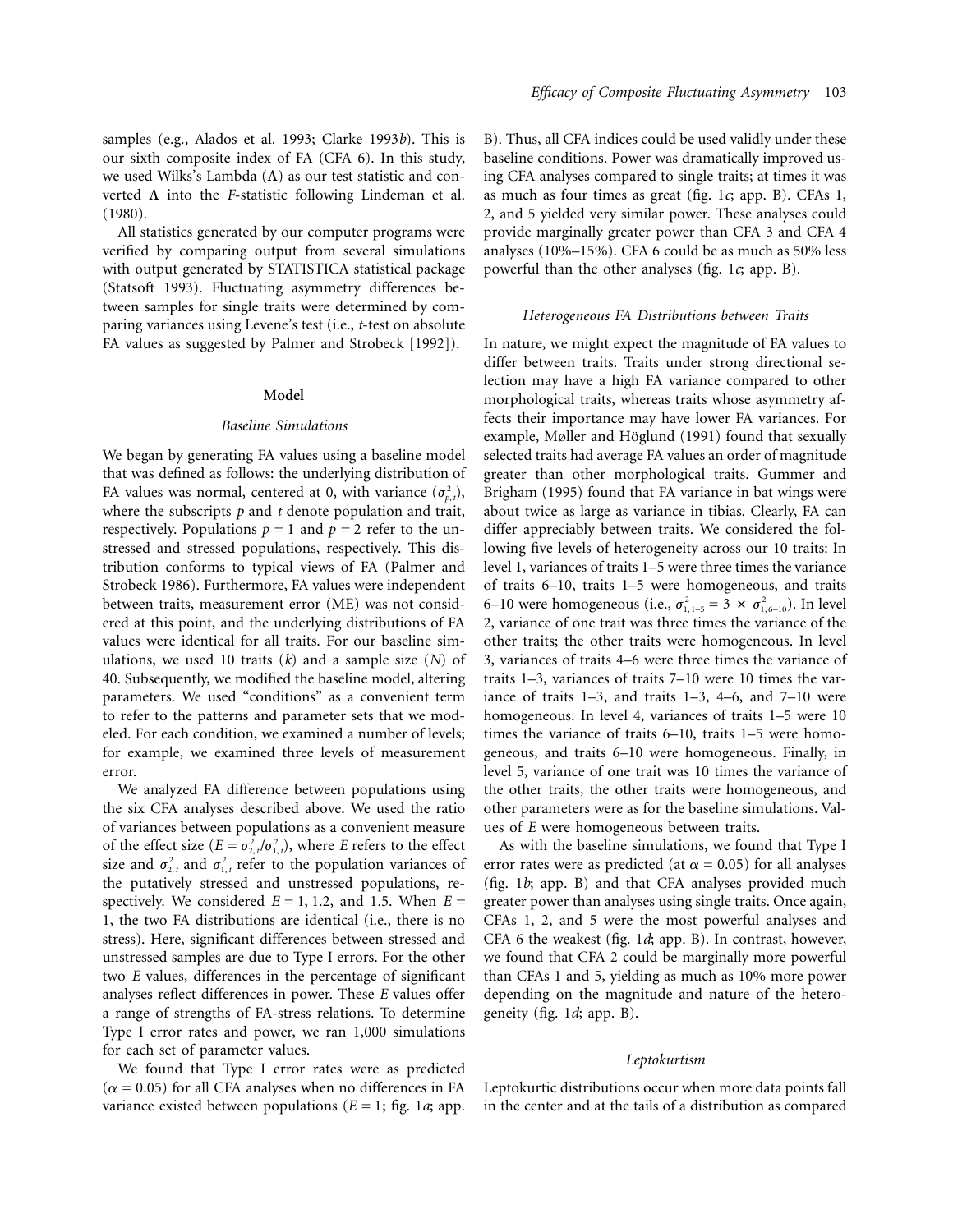samples (e.g., Alados et al. 1993; Clarke 1993*b*). This is our sixth composite index of FA (CFA 6). In this study, we used Wilks's Lambda ($\Lambda$) as our test statistic and converted $\Lambda$ into the *F*-statistic following Lindeman et al. (1980).

All statistics generated by our computer programs were verified by comparing output from several simulations with output generated by STATISTICA statistical package (Statsoft 1993). Fluctuating asymmetry differences between samples for single traits were determined by comparing variances using Levene's test (i.e., *t*-test on absolute FA values as suggested by Palmer and Strobeck [1992]).

## Model

### *Baseline Simulations*

We began by generating FA values using a baseline model that was defined as follows: the underlying distribution of FA values was normal, centered at 0, with variance ($\sigma^2_{p,t}$), where the subscripts *p* and *t* denote population and trait, respectively. Populations $p = 1$ and $p = 2$ refer to the unstressed and stressed populations, respectively. This distribution conforms to typical views of FA (Palmer and Strobeck 1986). Furthermore, FA values were independent between traits, measurement error (ME) was not considered at this point, and the underlying distributions of FA values were identical for all traits. For our baseline simulations, we used 10 traits ($k$) and a sample size ($N$) of 40. Subsequently, we modified the baseline model, altering parameters. We used "conditions" as a convenient term to refer to the patterns and parameter sets that we modeled. For each condition, we examined a number of levels; for example, we examined three levels of measurement error.

We analyzed FA difference between populations using the six CFA analyses described above. We used the ratio of variances between populations as a convenient measure of the effect size ($E = \sigma^2_{2,t}/\sigma^2_{1,t}$), where *E* refers to the effect size and $\sigma^2_{2,t}$ and $\sigma^2_{1,t}$ refer to the population variances of the putatively stressed and unstressed populations, respectively. We considered $E = 1$, 1.2, and 1.5. When $E = 1$, the two FA distributions are identical (i.e., there is no stress). Here, significant differences between stressed and unstressed samples are due to Type I errors. For the other two *E* values, differences in the percentage of significant analyses reflect differences in power. These *E* values offer a range of strengths of FA-stress relations. To determine Type I error rates and power, we ran 1,000 simulations for each set of parameter values.

We found that Type I error rates were as predicted ($\alpha = 0.05$) for all CFA analyses when no differences in FA variance existed between populations ($E = 1$; fig. 1*a*; app. B). Thus, all CFA indices could be used validly under these baseline conditions. Power was dramatically improved using CFA analyses compared to single traits; at times it was as much as four times as great (fig. 1*c*; app. B). CFAs 1, 2, and 5 yielded very similar power. These analyses could provide marginally greater power than CFA 3 and CFA 4 analyses (10%–15%). CFA 6 could be as much as 50% less powerful than the other analyses (fig. 1*c*; app. B).

### *Heterogeneous FA Distributions between Traits*

In nature, we might expect the magnitude of FA values to differ between traits. Traits under strong directional selection may have a high FA variance compared to other morphological traits, whereas traits whose asymmetry affects their importance may have lower FA variances. For example, Møller and Höglund (1991) found that sexually selected traits had average FA values an order of magnitude greater than other morphological traits. Gummer and Brigham (1995) found that FA variance in bat wings were about twice as large as variance in tibias. Clearly, FA can differ appreciably between traits. We considered the following five levels of heterogeneity across our 10 traits: In level 1, variances of traits 1–5 were three times the variance of traits 6–10, traits 1–5 were homogeneous, and traits 6–10 were homogeneous (i.e., $\sigma^2_{1,1-5} = 3 \times \sigma^2_{1,6-10}$). In level 2, variance of one trait was three times the variance of the other traits; the other traits were homogeneous. In level 3, variances of traits 4–6 were three times the variance of traits 1–3, variances of traits 7–10 were 10 times the variance of traits 1–3, and traits 1–3, 4–6, and 7–10 were homogeneous. In level 4, variances of traits 1–5 were 10 times the variance of traits 6–10, traits 1–5 were homogeneous, and traits 6–10 were homogeneous. Finally, in level 5, variance of one trait was 10 times the variance of the other traits, the other traits were homogeneous, and other parameters were as for the baseline simulations. Values of *E* were homogeneous between traits.

As with the baseline simulations, we found that Type I error rates were as predicted (at $\alpha = 0.05$) for all analyses (fig. 1*b*; app. B) and that CFA analyses provided much greater power than analyses using single traits. Once again, CFAs 1, 2, and 5 were the most powerful analyses and CFA 6 the weakest (fig. 1*d*; app. B). In contrast, however, we found that CFA 2 could be marginally more powerful than CFAs 1 and 5, yielding as much as 10% more power depending on the magnitude and nature of the heterogeneity (fig. 1*d*; app. B).

### *Leptokurtism*

Leptokurtic distributions occur when more data points fall in the center and at the tails of a distribution as compared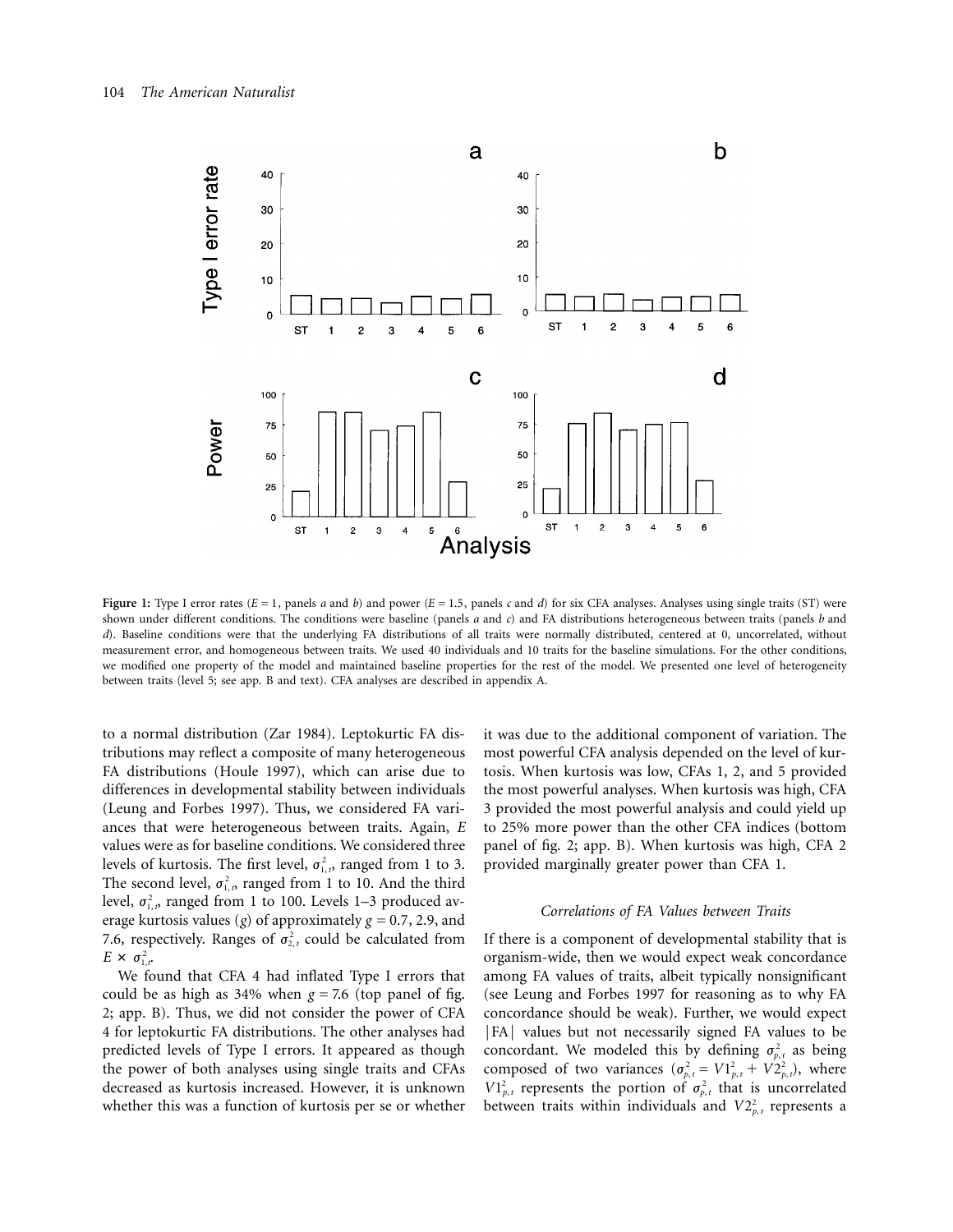**Figure 1:** Type I error rates ($E = 1$, panels *a* and *b*) and power ($E = 1.5$, panels *c* and *d*) for six CFA analyses. Analyses using single traits (ST) were shown under different conditions. The conditions were baseline (panels *a* and *c*) and FA distributions heterogeneous between traits (panels *b* and *d*). Baseline conditions were that the underlying FA distributions of all traits were normally distributed, centered at 0, uncorrelated, without measurement error, and homogeneous between traits. We used 40 individuals and 10 traits for the baseline simulations. For the other conditions, we modified one property of the model and maintained baseline properties for the rest of the model. We presented one level of heterogeneity between traits (level 5; see app. B and text). CFA analyses are described in appendix A.

to a normal distribution (Zar 1984). Leptokurtic FA distributions may reflect a composite of many heterogeneous FA distributions (Houle 1997), which can arise due to differences in developmental stability between individuals (Leung and Forbes 1997). Thus, we considered FA variances that were heterogeneous between traits. Again, $E$ values were as for baseline conditions. We considered three levels of kurtosis. The first level, $\sigma^2_{1,t}$, ranged from 1 to 3. The second level, $\sigma^2_{1,t}$, ranged from 1 to 10. And the third level, $\sigma^2_{1,t}$, ranged from 1 to 100. Levels 1–3 produced average kurtosis values ($g$) of approximately $g = 0.7$, 2.9, and 7.6, respectively. Ranges of $\sigma^2_{2,t}$ could be calculated from $E \times \sigma^2_{1,t}$.

We found that CFA 4 had inflated Type I errors that could be as high as 34% when $g = 7.6$ (top panel of fig. 2; app. B). Thus, we did not consider the power of CFA 4 for leptokurtic FA distributions. The other analyses had predicted levels of Type I errors. It appeared as though the power of both analyses using single traits and CFAs decreased as kurtosis increased. However, it is unknown whether this was a function of kurtosis per se or whether it was due to the additional component of variation. The most powerful CFA analysis depended on the level of kurtosis. When kurtosis was low, CFAs 1, 2, and 5 provided the most powerful analyses. When kurtosis was high, CFA 3 provided the most powerful analysis and could yield up to 25% more power than the other CFA indices (bottom panel of fig. 2; app. B). When kurtosis was high, CFA 2 provided marginally greater power than CFA 1.

### *Correlations of FA Values between Traits*

If there is a component of developmental stability that is organism-wide, then we would expect weak concordance among FA values of traits, albeit typically nonsignificant (see Leung and Forbes 1997 for reasoning as to why FA concordance should be weak). Further, we would expect |FA| values but not necessarily signed FA values to be concordant. We modeled this by defining $\sigma^2_{p,t}$ as being composed of two variances ($\sigma^2_{p,t} = V1^2_{p,t} + V2^2_{p,t}$), where $V1^2_{p,t}$ represents the portion of $\sigma^2_{p,t}$ that is uncorrelated between traits within individuals and $V2^2_{p,t}$ represents a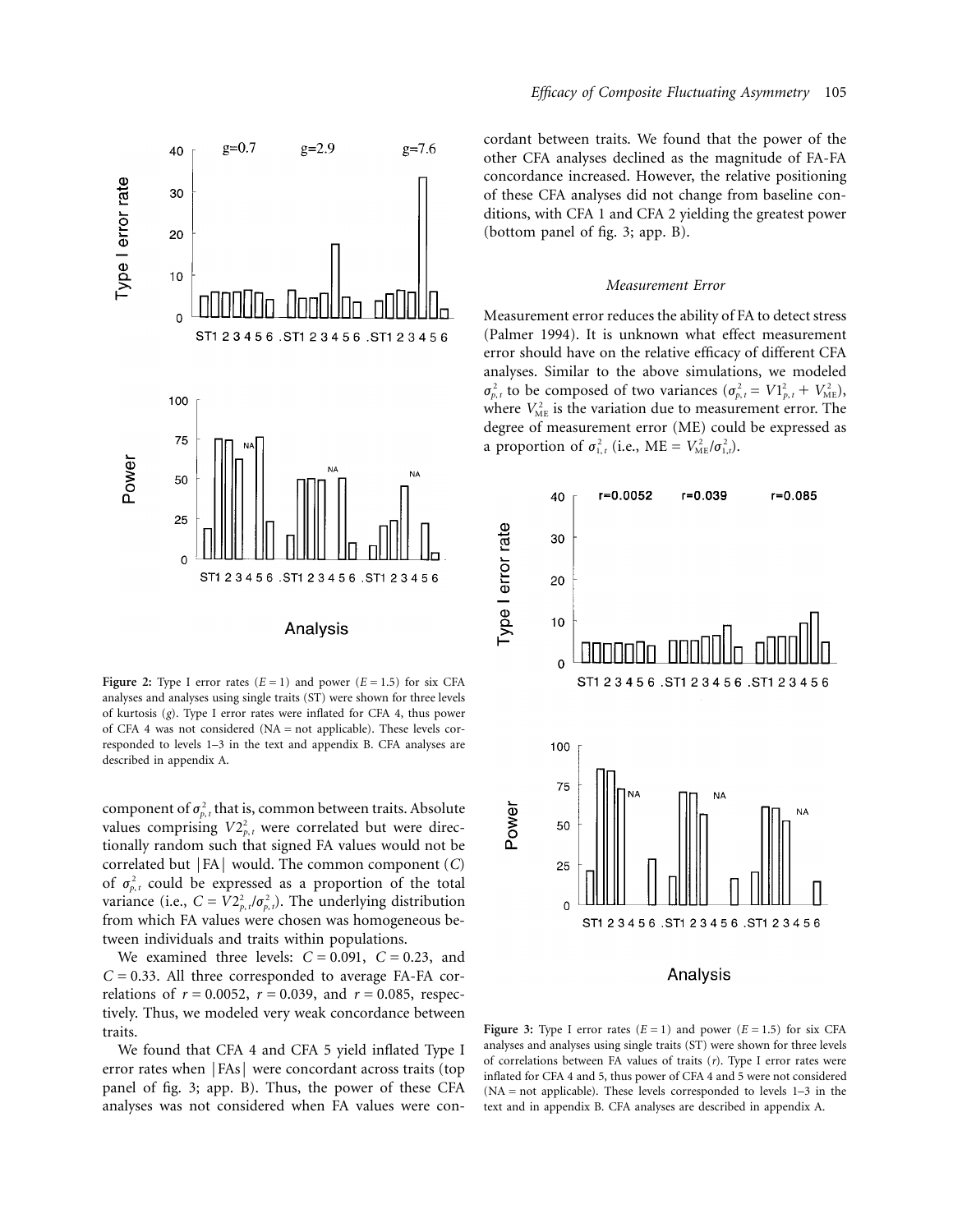**Figure 2:** Type I error rates ($E = 1$) and power ($E = 1.5$) for six CFA analyses and analyses using single traits (ST) were shown for three levels of kurtosis ($g$). Type I error rates were inflated for CFA 4, thus power of CFA 4 was not considered (NA = not applicable). These levels corresponded to levels 1–3 in the text and appendix B. CFA analyses are described in appendix A.

component of $\sigma^2_{p,t}$, that is, common between traits. Absolute values comprising $V2^2_{p,t}$ were correlated but were directionally random such that signed FA values would not be correlated but |FA| would. The common component ($C$) of $\sigma^2_{p,t}$ could be expressed as a proportion of the total variance (i.e., $C = V2^2_{p,t}/\sigma^2_{p,t}$). The underlying distribution from which FA values were chosen was homogeneous between individuals and traits within populations.

We examined three levels: $C = 0.091$, $C = 0.23$, and $C = 0.33$. All three corresponded to average FA-FA correlations of $r = 0.0052$, $r = 0.039$, and $r = 0.085$, respectively. Thus, we modeled very weak concordance between traits.

We found that CFA 4 and CFA 5 yield inflated Type I error rates when |FAs| were concordant across traits (top panel of fig. 3; app. B). Thus, the power of these CFA analyses was not considered when FA values were concordant between traits. We found that the power of the other CFA analyses declined as the magnitude of FA-FA concordance increased. However, the relative positioning of these CFA analyses did not change from baseline conditions, with CFA 1 and CFA 2 yielding the greatest power (bottom panel of fig. 3; app. B).

### *Measurement Error*

Measurement error reduces the ability of FA to detect stress (Palmer 1994). It is unknown what effect measurement error should have on the relative efficacy of different CFA analyses. Similar to the above simulations, we modeled $\sigma^2_{p,t}$ to be composed of two variances ($\sigma^2_{p,t} = V1^2_{p,t} + V^2_{\mathrm{ME}}$), where $V^2_{\mathrm{ME}}$ is the variation due to measurement error. The degree of measurement error (ME) could be expressed as a proportion of $\sigma^2_{1,t}$ (i.e., $\mathrm{ME} = V^2_{\mathrm{ME}}/\sigma^2_{1,t}$).

**Figure 3:** Type I error rates ($E = 1$) and power ($E = 1.5$) for six CFA analyses and analyses using single traits (ST) were shown for three levels of correlations between FA values of traits ($r$). Type I error rates were inflated for CFA 4 and 5, thus power of CFA 4 and 5 were not considered (NA = not applicable). These levels corresponded to levels 1–3 in the text and in appendix B. CFA analyses are described in appendix A.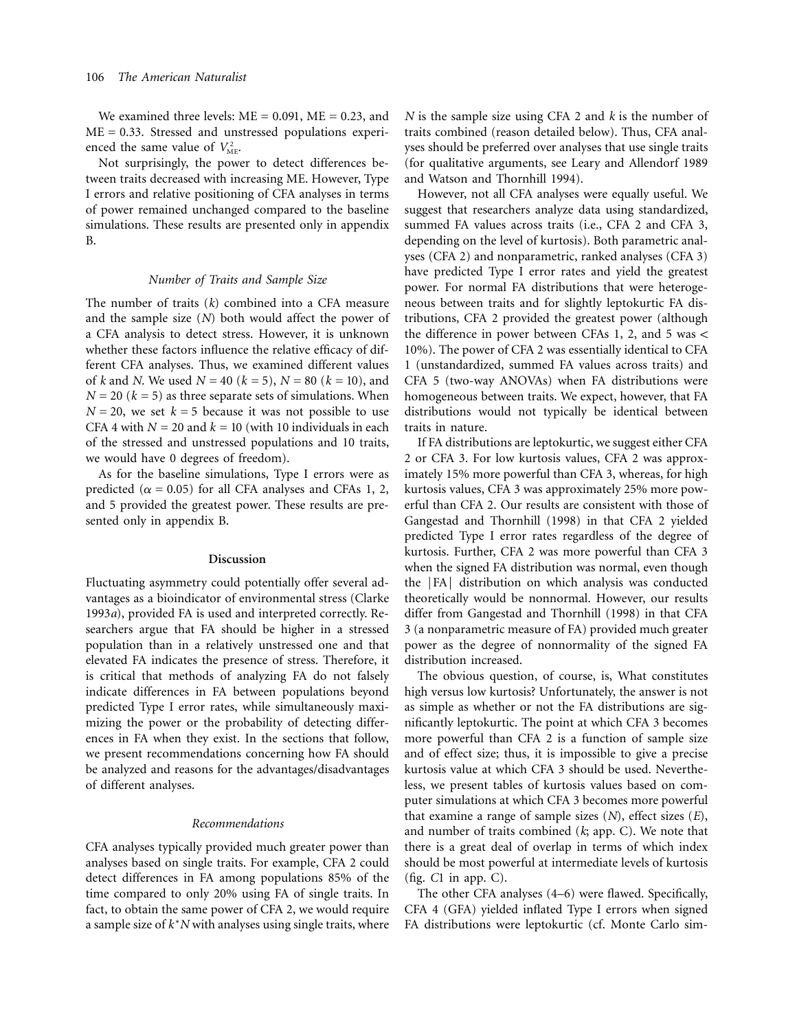We examined three levels: ME = 0.091, ME = 0.23, and ME = 0.33. Stressed and unstressed populations experienced the same value of $V_{\mathrm{ME}}^{2}$.

Not surprisingly, the power to detect differences between traits decreased with increasing ME. However, Type I errors and relative positioning of CFA analyses in terms of power remained unchanged compared to the baseline simulations. These results are presented only in appendix B.

### *Number of Traits and Sample Size*

The number of traits ($k$) combined into a CFA measure and the sample size ($N$) both would affect the power of a CFA analysis to detect stress. However, it is unknown whether these factors influence the relative efficacy of different CFA analyses. Thus, we examined different values of $k$ and $N$. We used $N = 40$ ($k = 5$), $N = 80$ ($k = 10$), and $N = 20$ ($k = 5$) as three separate sets of simulations. When $N = 20$, we set $k = 5$ because it was not possible to use CFA 4 with $N = 20$ and $k = 10$ (with 10 individuals in each of the stressed and unstressed populations and 10 traits, we would have 0 degrees of freedom).

As for the baseline simulations, Type I errors were as predicted ($\alpha = 0.05$) for all CFA analyses and CFAs 1, 2, and 5 provided the greatest power. These results are presented only in appendix B.

## Discussion

Fluctuating asymmetry could potentially offer several advantages as a bioindicator of environmental stress (Clarke 1993*a*), provided FA is used and interpreted correctly. Researchers argue that FA should be higher in a stressed population than in a relatively unstressed one and that elevated FA indicates the presence of stress. Therefore, it is critical that methods of analyzing FA do not falsely indicate differences in FA between populations beyond predicted Type I error rates, while simultaneously maximizing the power or the probability of detecting differences in FA when they exist. In the sections that follow, we present recommendations concerning how FA should be analyzed and reasons for the advantages/disadvantages of different analyses.

### *Recommendations*

CFA analyses typically provided much greater power than analyses based on single traits. For example, CFA 2 could detect differences in FA among populations 85% of the time compared to only 20% using FA of single traits. In fact, to obtain the same power of CFA 2, we would require a sample size of $k{*}N$ with analyses using single traits, where $N$ is the sample size using CFA 2 and $k$ is the number of traits combined (reason detailed below). Thus, CFA analyses should be preferred over analyses that use single traits (for qualitative arguments, see Leary and Allendorf 1989 and Watson and Thornhill 1994).

However, not all CFA analyses were equally useful. We suggest that researchers analyze data using standardized, summed FA values across traits (i.e., CFA 2 and CFA 3, depending on the level of kurtosis). Both parametric analyses (CFA 2) and nonparametric, ranked analyses (CFA 3) have predicted Type I error rates and yield the greatest power. For normal FA distributions that were heterogeneous between traits and for slightly leptokurtic FA distributions, CFA 2 provided the greatest power (although the difference in power between CFAs 1, 2, and 5 was < 10%). The power of CFA 2 was essentially identical to CFA 1 (unstandardized, summed FA values across traits) and CFA 5 (two-way ANOVAs) when FA distributions were homogeneous between traits. We expect, however, that FA distributions would not typically be identical between traits in nature.

If FA distributions are leptokurtic, we suggest either CFA 2 or CFA 3. For low kurtosis values, CFA 2 was approximately 15% more powerful than CFA 3, whereas, for high kurtosis values, CFA 3 was approximately 25% more powerful than CFA 2. Our results are consistent with those of Gangestad and Thornhill (1998) in that CFA 2 yielded predicted Type I error rates regardless of the degree of kurtosis. Further, CFA 2 was more powerful than CFA 3 when the signed FA distribution was normal, even though the $|\mathrm{FA}|$ distribution on which analysis was conducted theoretically would be nonnormal. However, our results differ from Gangestad and Thornhill (1998) in that CFA 3 (a nonparametric measure of FA) provided much greater power as the degree of nonnormality of the signed FA distribution increased.

The obvious question, of course, is, What constitutes high versus low kurtosis? Unfortunately, the answer is not as simple as whether or not the FA distributions are significantly leptokurtic. The point at which CFA 3 becomes more powerful than CFA 2 is a function of sample size and of effect size; thus, it is impossible to give a precise kurtosis value at which CFA 3 should be used. Nevertheless, we present tables of kurtosis values based on computer simulations at which CFA 3 becomes more powerful that examine a range of sample sizes ($N$), effect sizes ($E$), and number of traits combined ($k$; app. C). We note that there is a great deal of overlap in terms of which index should be most powerful at intermediate levels of kurtosis (fig. C1 in app. C).

The other CFA analyses (4–6) were flawed. Specifically, CFA 4 (GFA) yielded inflated Type I errors when signed FA distributions were leptokurtic (cf. Monte Carlo sim-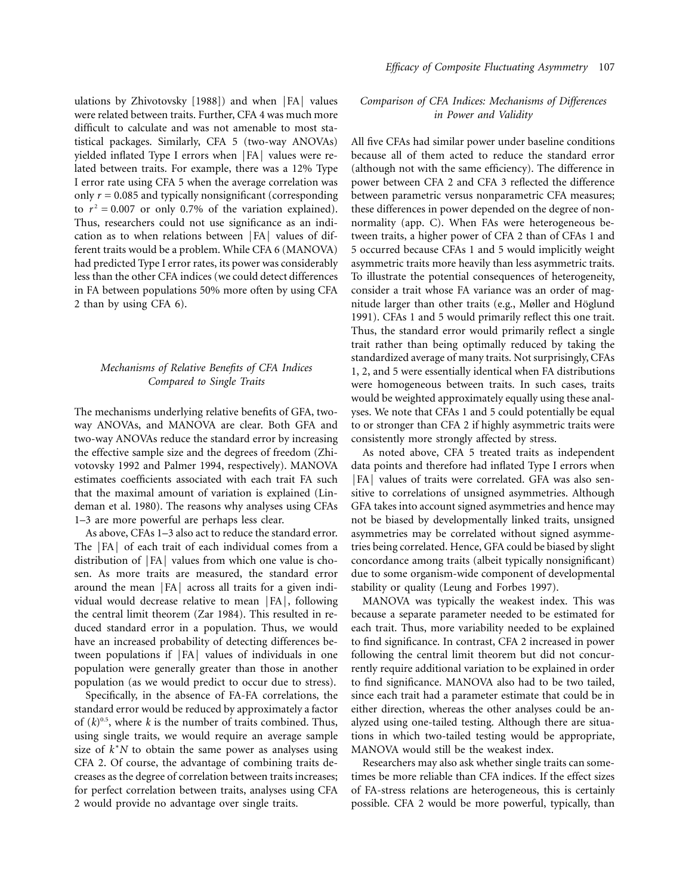ulations by Zhivotovsky [1988]) and when |FA| values were related between traits. Further, CFA 4 was much more difficult to calculate and was not amenable to most statistical packages. Similarly, CFA 5 (two-way ANOVAs) yielded inflated Type I errors when |FA| values were related between traits. For example, there was a 12% Type I error rate using CFA 5 when the average correlation was only $r = 0.085$ and typically nonsignificant (corresponding to $r^2 = 0.007$ or only 0.7% of the variation explained). Thus, researchers could not use significance as an indication as to when relations between |FA| values of different traits would be a problem. While CFA 6 (MANOVA) had predicted Type I error rates, its power was considerably less than the other CFA indices (we could detect differences in FA between populations 50% more often by using CFA 2 than by using CFA 6).

### *Mechanisms of Relative Benefits of CFA Indices Compared to Single Traits*

The mechanisms underlying relative benefits of GFA, two-way ANOVAs, and MANOVA are clear. Both GFA and two-way ANOVAs reduce the standard error by increasing the effective sample size and the degrees of freedom (Zhivotovsky 1992 and Palmer 1994, respectively). MANOVA estimates coefficients associated with each trait FA such that the maximal amount of variation is explained (Lindeman et al. 1980). The reasons why analyses using CFAs 1–3 are more powerful are perhaps less clear.

As above, CFAs 1–3 also act to reduce the standard error. The |FA| of each trait of each individual comes from a distribution of |FA| values from which one value is chosen. As more traits are measured, the standard error around the mean |FA| across all traits for a given individual would decrease relative to mean |FA|, following the central limit theorem (Zar 1984). This resulted in reduced standard error in a population. Thus, we would have an increased probability of detecting differences between populations if |FA| values of individuals in one population were generally greater than those in another population (as we would predict to occur due to stress).

Specifically, in the absence of FA-FA correlations, the standard error would be reduced by approximately a factor of $(k)^{0.5}$, where $k$ is the number of traits combined. Thus, using single traits, we would require an average sample size of $k^*N$ to obtain the same power as analyses using CFA 2. Of course, the advantage of combining traits decreases as the degree of correlation between traits increases; for perfect correlation between traits, analyses using CFA 2 would provide no advantage over single traits.

### *Comparison of CFA Indices: Mechanisms of Differences in Power and Validity*

All five CFAs had similar power under baseline conditions because all of them acted to reduce the standard error (although not with the same efficiency). The difference in power between CFA 2 and CFA 3 reflected the difference between parametric versus nonparametric CFA measures; these differences in power depended on the degree of nonnormality (app. C). When FAs were heterogeneous between traits, a higher power of CFA 2 than of CFAs 1 and 5 occurred because CFAs 1 and 5 would implicitly weight asymmetric traits more heavily than less asymmetric traits. To illustrate the potential consequences of heterogeneity, consider a trait whose FA variance was an order of magnitude larger than other traits (e.g., Møller and Höglund 1991). CFAs 1 and 5 would primarily reflect this one trait. Thus, the standard error would primarily reflect a single trait rather than being optimally reduced by taking the standardized average of many traits. Not surprisingly, CFAs 1, 2, and 5 were essentially identical when FA distributions were homogeneous between traits. In such cases, traits would be weighted approximately equally using these analyses. We note that CFAs 1 and 5 could potentially be equal to or stronger than CFA 2 if highly asymmetric traits were consistently more strongly affected by stress.

As noted above, CFA 5 treated traits as independent data points and therefore had inflated Type I errors when |FA| values of traits were correlated. GFA was also sensitive to correlations of unsigned asymmetries. Although GFA takes into account signed asymmetries and hence may not be biased by developmentally linked traits, unsigned asymmetries may be correlated without signed asymmetries being correlated. Hence, GFA could be biased by slight concordance among traits (albeit typically nonsignificant) due to some organism-wide component of developmental stability or quality (Leung and Forbes 1997).

MANOVA was typically the weakest index. This was because a separate parameter needed to be estimated for each trait. Thus, more variability needed to be explained to find significance. In contrast, CFA 2 increased in power following the central limit theorem but did not concurrently require additional variation to be explained in order to find significance. MANOVA also had to be two tailed, since each trait had a parameter estimate that could be in either direction, whereas the other analyses could be analyzed using one-tailed testing. Although there are situations in which two-tailed testing would be appropriate, MANOVA would still be the weakest index.

Researchers may also ask whether single traits can sometimes be more reliable than CFA indices. If the effect sizes of FA-stress relations are heterogeneous, this is certainly possible. CFA 2 would be more powerful, typically, than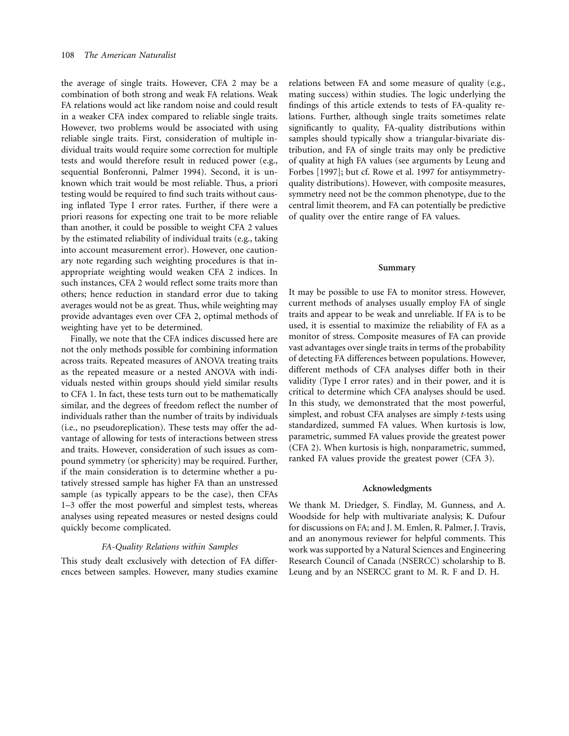the average of single traits. However, CFA 2 may be a combination of both strong and weak FA relations. Weak FA relations would act like random noise and could result in a weaker CFA index compared to reliable single traits. However, two problems would be associated with using reliable single traits. First, consideration of multiple individual traits would require some correction for multiple tests and would therefore result in reduced power (e.g., sequential Bonferonni, Palmer 1994). Second, it is unknown which trait would be most reliable. Thus, a priori testing would be required to find such traits without causing inflated Type I error rates. Further, if there were a priori reasons for expecting one trait to be more reliable than another, it could be possible to weight CFA 2 values by the estimated reliability of individual traits (e.g., taking into account measurement error). However, one cautionary note regarding such weighting procedures is that inappropriate weighting would weaken CFA 2 indices. In such instances, CFA 2 would reflect some traits more than others; hence reduction in standard error due to taking averages would not be as great. Thus, while weighting may provide advantages even over CFA 2, optimal methods of weighting have yet to be determined.

Finally, we note that the CFA indices discussed here are not the only methods possible for combining information across traits. Repeated measures of ANOVA treating traits as the repeated measure or a nested ANOVA with individuals nested within groups should yield similar results to CFA 1. In fact, these tests turn out to be mathematically similar, and the degrees of freedom reflect the number of individuals rather than the number of traits by individuals (i.e., no pseudoreplication). These tests may offer the advantage of allowing for tests of interactions between stress and traits. However, consideration of such issues as compound symmetry (or sphericity) may be required. Further, if the main consideration is to determine whether a putatively stressed sample has higher FA than an unstressed sample (as typically appears to be the case), then CFAs 1–3 offer the most powerful and simplest tests, whereas analyses using repeated measures or nested designs could quickly become complicated.

### *FA-Quality Relations within Samples*

This study dealt exclusively with detection of FA differences between samples. However, many studies examine relations between FA and some measure of quality (e.g., mating success) within studies. The logic underlying the findings of this article extends to tests of FA-quality relations. Further, although single traits sometimes relate significantly to quality, FA-quality distributions within samples should typically show a triangular-bivariate distribution, and FA of single traits may only be predictive of quality at high FA values (see arguments by Leung and Forbes [1997]; but cf. Rowe et al. 1997 for antisymmetry-quality distributions). However, with composite measures, symmetry need not be the common phenotype, due to the central limit theorem, and FA can potentially be predictive of quality over the entire range of FA values.

## Summary

It may be possible to use FA to monitor stress. However, current methods of analyses usually employ FA of single traits and appear to be weak and unreliable. If FA is to be used, it is essential to maximize the reliability of FA as a monitor of stress. Composite measures of FA can provide vast advantages over single traits in terms of the probability of detecting FA differences between populations. However, different methods of CFA analyses differ both in their validity (Type I error rates) and in their power, and it is critical to determine which CFA analyses should be used. In this study, we demonstrated that the most powerful, simplest, and robust CFA analyses are simply *t*-tests using standardized, summed FA values. When kurtosis is low, parametric, summed FA values provide the greatest power (CFA 2). When kurtosis is high, nonparametric, summed, ranked FA values provide the greatest power (CFA 3).

## Acknowledgments

We thank M. Driedger, S. Findlay, M. Gunness, and A. Woodside for help with multivariate analysis; K. Dufour for discussions on FA; and J. M. Emlen, R. Palmer, J. Travis, and an anonymous reviewer for helpful comments. This work was supported by a Natural Sciences and Engineering Research Council of Canada (NSERCC) scholarship to B. Leung and by an NSERCC grant to M. R. F and D. H.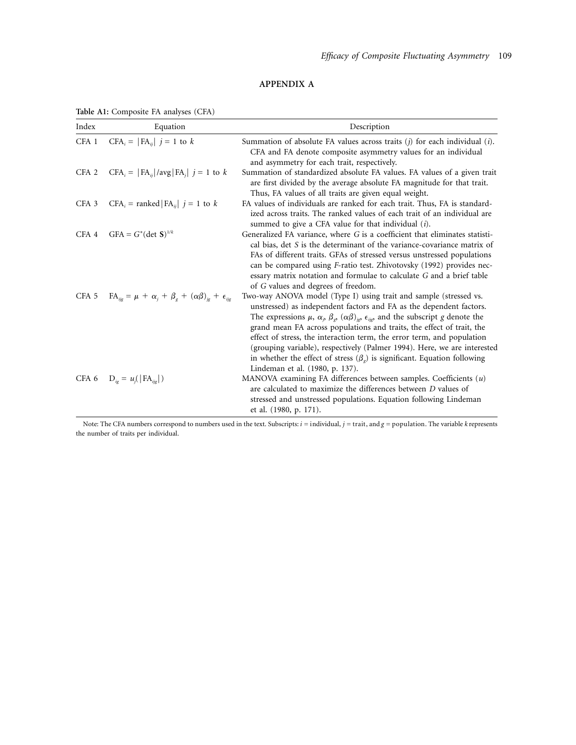## APPENDIX A

**Table A1:** Composite FA analyses (CFA)

| Index | Equation | Description |
|---|---|---|
| CFA 1 | $\text{CFA}_i = \|\text{FA}_{ij}\|$ $j = 1$ to $k$ | Summation of absolute FA values across traits ($j$) for each individual ($i$). CFA and FA denote composite asymmetry values for an individual and asymmetry for each trait, respectively. |
| CFA 2 | $\text{CFA}_i = \|\text{FA}_{ij}\|/\text{avg}\|\text{FA}_j\|$ $j = 1$ to $k$ | Summation of standardized absolute FA values. FA values of a given trait are first divided by the average absolute FA magnitude for that trait. Thus, FA values of all traits are given equal weight. |
| CFA 3 | $\text{CFA}_i = \text{ranked}\|\text{FA}_{ij}\|$ $j = 1$ to $k$ | FA values of individuals are ranked for each trait. Thus, FA is standardized across traits. The ranked values of each trait of an individual are summed to give a CFA value for that individual ($i$). |
| CFA 4 | $\text{GFA} = G^{*}(\det \mathbf{S})^{1/k}$ | Generalized FA variance, where $G$ is a coefficient that eliminates statistical bias, det $S$ is the determinant of the variance-covariance matrix of FAs of different traits. GFAs of stressed versus unstressed populations can be compared using $F$-ratio test. Zhivotovsky (1992) provides necessary matrix notation and formulae to calculate $G$ and a brief table of $G$ values and degrees of freedom. |
| CFA 5 | $\text{FA}_{ijg} = \mu + \alpha_j + \beta_g + (\alpha\beta)_{jg} + \epsilon_{ijg}$ | Two-way ANOVA model (Type I) using trait and sample (stressed vs. unstressed) as independent factors and FA as the dependent factors. The expressions $\mu$, $\alpha_j$, $\beta_g$, $(\alpha\beta)_{jg}$, $\epsilon_{ijg}$, and the subscript $g$ denote the grand mean FA across populations and traits, the effect of trait, the effect of stress, the interaction term, the error term, and population (grouping variable), respectively (Palmer 1994). Here, we are interested in whether the effect of stress ($\beta_g$) is significant. Equation following Lindeman et al. (1980, p. 137). |
| CFA 6 | $\text{D}_{ig} = u_j(\|\text{FA}_{ijg}\|)$ | MANOVA examining FA differences between samples. Coefficients ($u$) are calculated to maximize the differences between $D$ values of stressed and unstressed populations. Equation following Lindeman et al. (1980, p. 171). |

Note: The CFA numbers correspond to numbers used in the text. Subscripts: $i$ = individual, $j$ = trait, and $g$ = population. The variable $k$ represents the number of traits per individual.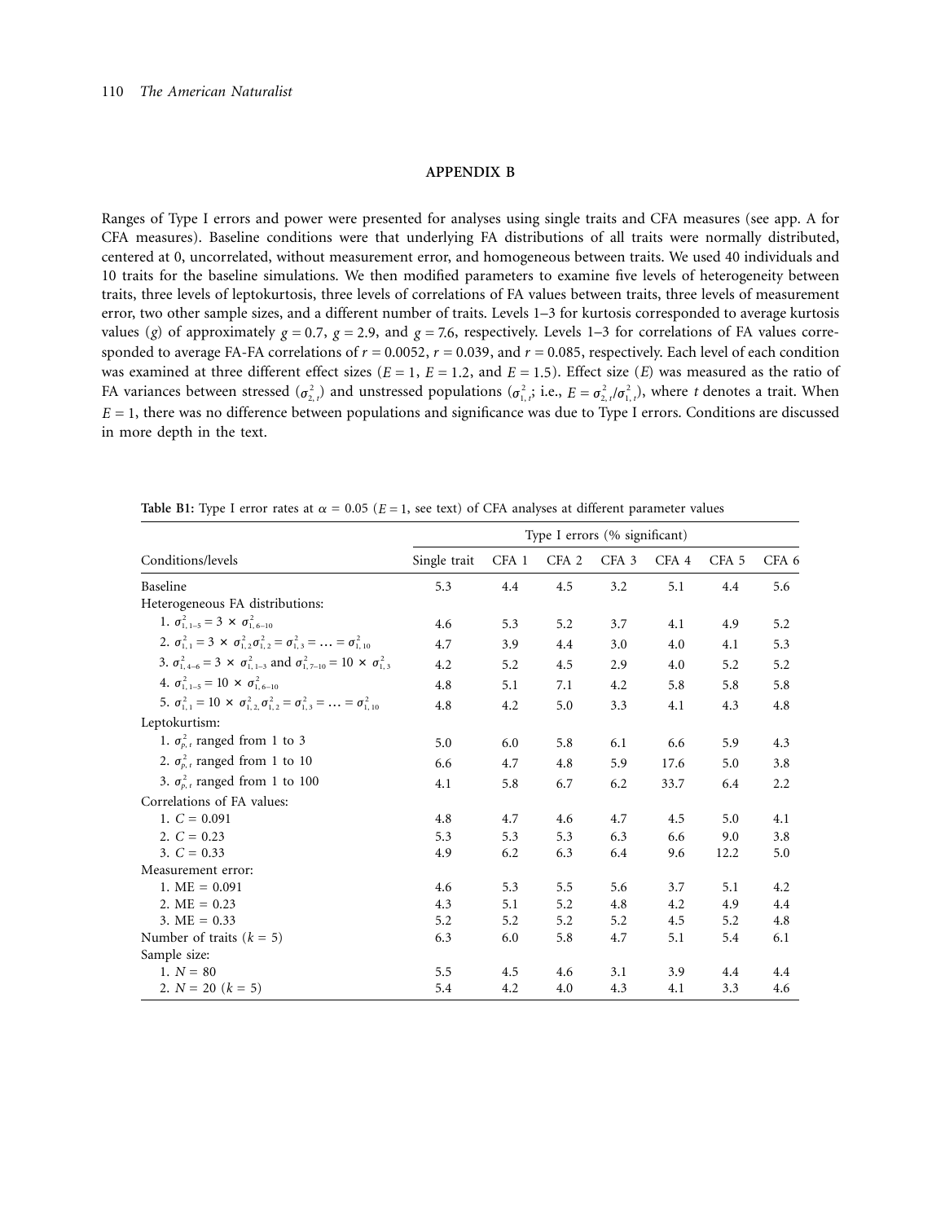## APPENDIX B

Ranges of Type I errors and power were presented for analyses using single traits and CFA measures (see app. A for CFA measures). Baseline conditions were that underlying FA distributions of all traits were normally distributed, centered at 0, uncorrelated, without measurement error, and homogeneous between traits. We used 40 individuals and 10 traits for the baseline simulations. We then modified parameters to examine five levels of heterogeneity between traits, three levels of leptokurtosis, three levels of correlations of FA values between traits, three levels of measurement error, two other sample sizes, and a different number of traits. Levels 1–3 for kurtosis corresponded to average kurtosis values ($g$) of approximately $g = 0.7$, $g = 2.9$, and $g = 7.6$, respectively. Levels 1–3 for correlations of FA values corresponded to average FA-FA correlations of $r = 0.0052$, $r = 0.039$, and $r = 0.085$, respectively. Each level of each condition was examined at three different effect sizes ($E = 1$, $E = 1.2$, and $E = 1.5$). Effect size ($E$) was measured as the ratio of FA variances between stressed ($\sigma^2_{2,t}$) and unstressed populations ($\sigma^2_{1,t}$; i.e., $E = \sigma^2_{2,t}/\sigma^2_{1,t}$), where $t$ denotes a trait. When $E = 1$, there was no difference between populations and significance was due to Type I errors. Conditions are discussed in more depth in the text.

**Table B1:** Type I error rates at $\alpha = 0.05$ ($E = 1$, see text) of CFA analyses at different parameter values

| Conditions/levels | Type I errors (% significant) | | | | | | |
|---|---|---|---|---|---|---|---|
| | Single trait | CFA 1 | CFA 2 | CFA 3 | CFA 4 | CFA 5 | CFA 6 |
| Baseline | 5.3 | 4.4 | 4.5 | 3.2 | 5.1 | 4.4 | 5.6 |
| Heterogeneous FA distributions: | | | | | | | |
| 1. $\sigma^2_{1,1\text{–}5} = 3 \times \sigma^2_{1,6\text{–}10}$ | 4.6 | 5.3 | 5.2 | 3.7 | 4.1 | 4.9 | 5.2 |
| 2. $\sigma^2_{1,1} = 3 \times \sigma^2_{1,2}\sigma^2_{1,2} = \sigma^2_{1,3} = \dots = \sigma^2_{1,10}$ | 4.7 | 3.9 | 4.4 | 3.0 | 4.0 | 4.1 | 5.3 |
| 3. $\sigma^2_{1,4\text{–}6} = 3 \times \sigma^2_{1,1\text{–}3}$ and $\sigma^2_{1,7\text{–}10} = 10 \times \sigma^2_{1,3}$ | 4.2 | 5.2 | 4.5 | 2.9 | 4.0 | 5.2 | 5.2 |
| 4. $\sigma^2_{1,1\text{–}5} = 10 \times \sigma^2_{1,6\text{–}10}$ | 4.8 | 5.1 | 7.1 | 4.2 | 5.8 | 5.8 | 5.8 |
| 5. $\sigma^2_{1,1} = 10 \times \sigma^2_{1,2}, \sigma^2_{1,2} = \sigma^2_{1,3} = \dots = \sigma^2_{1,10}$ | 4.8 | 4.2 | 5.0 | 3.3 | 4.1 | 4.3 | 4.8 |
| Leptokurtism: | | | | | | | |
| 1. $\sigma^2_{p,t}$ ranged from 1 to 3 | 5.0 | 6.0 | 5.8 | 6.1 | 6.6 | 5.9 | 4.3 |
| 2. $\sigma^2_{p,t}$ ranged from 1 to 10 | 6.6 | 4.7 | 4.8 | 5.9 | 17.6 | 5.0 | 3.8 |
| 3. $\sigma^2_{p,t}$ ranged from 1 to 100 | 4.1 | 5.8 | 6.7 | 6.2 | 33.7 | 6.4 | 2.2 |
| Correlations of FA values: | | | | | | | |
| 1. $C = 0.091$ | 4.8 | 4.7 | 4.6 | 4.7 | 4.5 | 5.0 | 4.1 |
| 2. $C = 0.23$ | 5.3 | 5.3 | 5.3 | 6.3 | 6.6 | 9.0 | 3.8 |
| 3. $C = 0.33$ | 4.9 | 6.2 | 6.3 | 6.4 | 9.6 | 12.2 | 5.0 |
| Measurement error: | | | | | | | |
| 1. ME = 0.091 | 4.6 | 5.3 | 5.5 | 5.6 | 3.7 | 5.1 | 4.2 |
| 2. ME = 0.23 | 4.3 | 5.1 | 5.2 | 4.8 | 4.2 | 4.9 | 4.4 |
| 3. ME = 0.33 | 5.2 | 5.2 | 5.2 | 5.2 | 4.5 | 5.2 | 4.8 |
| Number of traits ($k = 5$) | 6.3 | 6.0 | 5.8 | 4.7 | 5.1 | 5.4 | 6.1 |
| Sample size: | | | | | | | |
| 1. $N = 80$ | 5.5 | 4.5 | 4.6 | 3.1 | 3.9 | 4.4 | 4.4 |
| 2. $N = 20$ ($k = 5$) | 5.4 | 4.2 | 4.0 | 4.3 | 4.1 | 3.3 | 4.6 |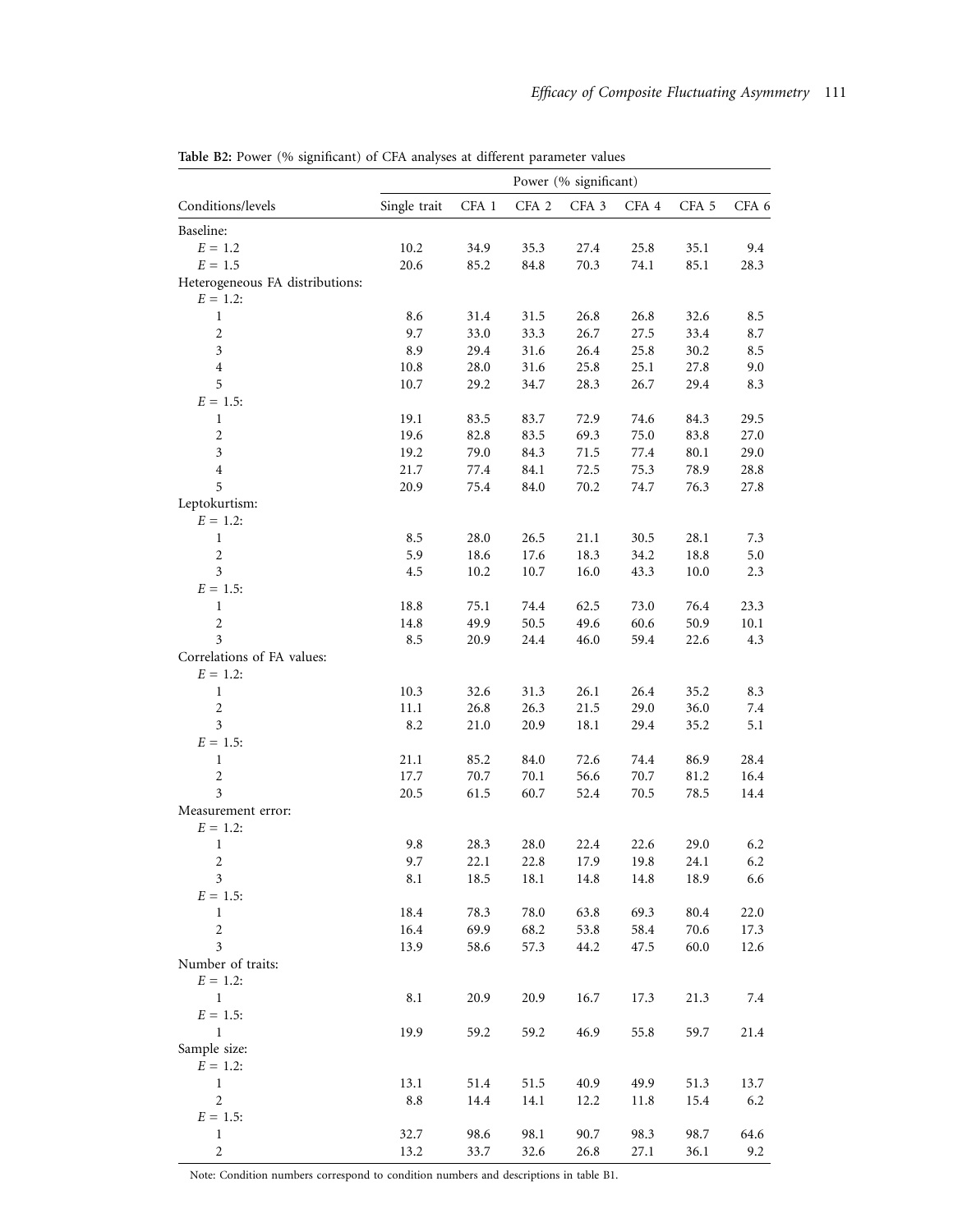**Table B2:** Power (% significant) of CFA analyses at different parameter values

| Conditions/levels | Power (% significant) | | | | | | |
|---|---|---|---|---|---|---|---|
| | Single trait | CFA 1 | CFA 2 | CFA 3 | CFA 4 | CFA 5 | CFA 6 |
| Baseline: | | | | | | | |
| $E = 1.2$ | 10.2 | 34.9 | 35.3 | 27.4 | 25.8 | 35.1 | 9.4 |
| $E = 1.5$ | 20.6 | 85.2 | 84.8 | 70.3 | 74.1 | 85.1 | 28.3 |
| Heterogeneous FA distributions: | | | | | | | |
| $E = 1.2$: | | | | | | | |
| 1 | 8.6 | 31.4 | 31.5 | 26.8 | 26.8 | 32.6 | 8.5 |
| 2 | 9.7 | 33.0 | 33.3 | 26.7 | 27.5 | 33.4 | 8.7 |
| 3 | 8.9 | 29.4 | 31.6 | 26.4 | 25.8 | 30.2 | 8.5 |
| 4 | 10.8 | 28.0 | 31.6 | 25.8 | 25.1 | 27.8 | 9.0 |
| 5 | 10.7 | 29.2 | 34.7 | 28.3 | 26.7 | 29.4 | 8.3 |
| $E = 1.5$: | | | | | | | |
| 1 | 19.1 | 83.5 | 83.7 | 72.9 | 74.6 | 84.3 | 29.5 |
| 2 | 19.6 | 82.8 | 83.5 | 69.3 | 75.0 | 83.8 | 27.0 |
| 3 | 19.2 | 79.0 | 84.3 | 71.5 | 77.4 | 80.1 | 29.0 |
| 4 | 21.7 | 77.4 | 84.1 | 72.5 | 75.3 | 78.9 | 28.8 |
| 5 | 20.9 | 75.4 | 84.0 | 70.2 | 74.7 | 76.3 | 27.8 |
| Leptokurtism: | | | | | | | |
| $E = 1.2$: | | | | | | | |
| 1 | 8.5 | 28.0 | 26.5 | 21.1 | 30.5 | 28.1 | 7.3 |
| 2 | 5.9 | 18.6 | 17.6 | 18.3 | 34.2 | 18.8 | 5.0 |
| 3 | 4.5 | 10.2 | 10.7 | 16.0 | 43.3 | 10.0 | 2.3 |
| $E = 1.5$: | | | | | | | |
| 1 | 18.8 | 75.1 | 74.4 | 62.5 | 73.0 | 76.4 | 23.3 |
| 2 | 14.8 | 49.9 | 50.5 | 49.6 | 60.6 | 50.9 | 10.1 |
| 3 | 8.5 | 20.9 | 24.4 | 46.0 | 59.4 | 22.6 | 4.3 |
| Correlations of FA values: | | | | | | | |
| $E = 1.2$: | | | | | | | |
| 1 | 10.3 | 32.6 | 31.3 | 26.1 | 26.4 | 35.2 | 8.3 |
| 2 | 11.1 | 26.8 | 26.3 | 21.5 | 29.0 | 36.0 | 7.4 |
| 3 | 8.2 | 21.0 | 20.9 | 18.1 | 29.4 | 35.2 | 5.1 |
| $E = 1.5$: | | | | | | | |
| 1 | 21.1 | 85.2 | 84.0 | 72.6 | 74.4 | 86.9 | 28.4 |
| 2 | 17.7 | 70.7 | 70.1 | 56.6 | 70.7 | 81.2 | 16.4 |
| 3 | 20.5 | 61.5 | 60.7 | 52.4 | 70.5 | 78.5 | 14.4 |
| Measurement error: | | | | | | | |
| $E = 1.2$: | | | | | | | |
| 1 | 9.8 | 28.3 | 28.0 | 22.4 | 22.6 | 29.0 | 6.2 |
| 2 | 9.7 | 22.1 | 22.8 | 17.9 | 19.8 | 24.1 | 6.2 |
| 3 | 8.1 | 18.5 | 18.1 | 14.8 | 14.8 | 18.9 | 6.6 |
| $E = 1.5$: | | | | | | | |
| 1 | 18.4 | 78.3 | 78.0 | 63.8 | 69.3 | 80.4 | 22.0 |
| 2 | 16.4 | 69.9 | 68.2 | 53.8 | 58.4 | 70.6 | 17.3 |
| 3 | 13.9 | 58.6 | 57.3 | 44.2 | 47.5 | 60.0 | 12.6 |
| Number of traits: | | | | | | | |
| $E = 1.2$: | | | | | | | |
| 1 | 8.1 | 20.9 | 20.9 | 16.7 | 17.3 | 21.3 | 7.4 |
| $E = 1.5$: | | | | | | | |
| 1 | 19.9 | 59.2 | 59.2 | 46.9 | 55.8 | 59.7 | 21.4 |
| Sample size: | | | | | | | |
| $E = 1.2$: | | | | | | | |
| 1 | 13.1 | 51.4 | 51.5 | 40.9 | 49.9 | 51.3 | 13.7 |
| 2 | 8.8 | 14.4 | 14.1 | 12.2 | 11.8 | 15.4 | 6.2 |
| $E = 1.5$: | | | | | | | |
| 1 | 32.7 | 98.6 | 98.1 | 90.7 | 98.3 | 98.7 | 64.6 |
| 2 | 13.2 | 33.7 | 32.6 | 26.8 | 27.1 | 36.1 | 9.2 |

Note: Condition numbers correspond to condition numbers and descriptions in table B1.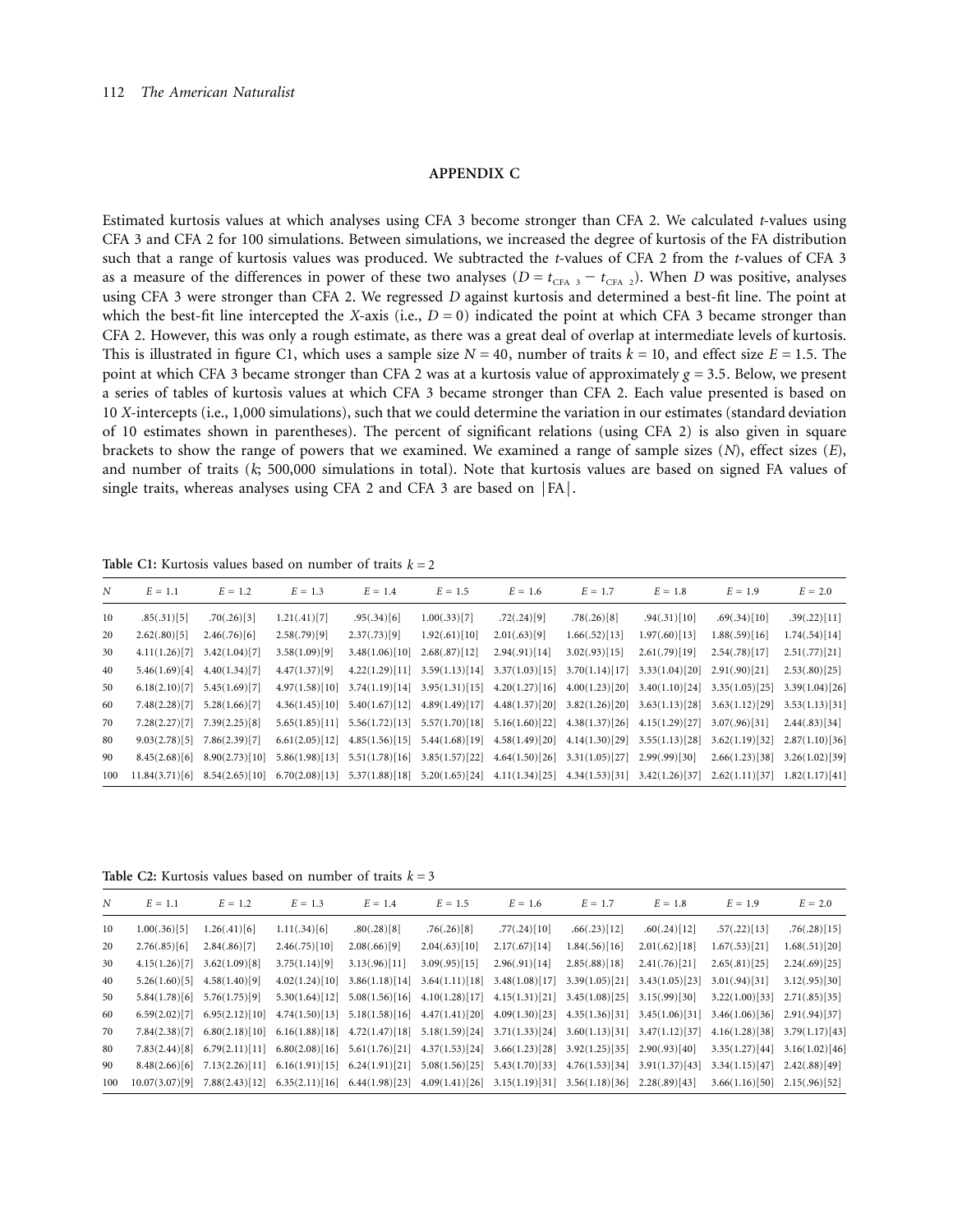## APPENDIX C

Estimated kurtosis values at which analyses using CFA 3 become stronger than CFA 2. We calculated $t$-values using CFA 3 and CFA 2 for 100 simulations. Between simulations, we increased the degree of kurtosis of the FA distribution such that a range of kurtosis values was produced. We subtracted the $t$-values of CFA 2 from the $t$-values of CFA 3 as a measure of the differences in power of these two analyses ($D = t_{\text{CFA 3}} - t_{\text{CFA 2}}$). When $D$ was positive, analyses using CFA 3 were stronger than CFA 2. We regressed $D$ against kurtosis and determined a best-fit line. The point at which the best-fit line intercepted the $X$-axis (i.e., $D = 0$) indicated the point at which CFA 3 became stronger than CFA 2. However, this was only a rough estimate, as there was a great deal of overlap at intermediate levels of kurtosis. This is illustrated in figure C1, which uses a sample size $N = 40$, number of traits $k = 10$, and effect size $E = 1.5$. The point at which CFA 3 became stronger than CFA 2 was at a kurtosis value of approximately $g = 3.5$. Below, we present a series of tables of kurtosis values at which CFA 3 became stronger than CFA 2. Each value presented is based on 10 $X$-intercepts (i.e., 1,000 simulations), such that we could determine the variation in our estimates (standard deviation of 10 estimates shown in parentheses). The percent of significant relations (using CFA 2) is also given in square brackets to show the range of powers that we examined. We examined a range of sample sizes ($N$), effect sizes ($E$), and number of traits ($k$; 500,000 simulations in total). Note that kurtosis values are based on signed FA values of single traits, whereas analyses using CFA 2 and CFA 3 are based on |FA|.

**Table C1:** Kurtosis values based on number of traits $k = 2$

| $N$ | $E = 1.1$ | $E = 1.2$ | $E = 1.3$ | $E = 1.4$ | $E = 1.5$ | $E = 1.6$ | $E = 1.7$ | $E = 1.8$ | $E = 1.9$ | $E = 2.0$ |
|---|---|---|---|---|---|---|---|---|---|---|
| 10 | .85(.31)[5] | .70(.26)[3] | 1.21(.41)[7] | .95(.34)[6] | 1.00(.33)[7] | .72(.24)[9] | .78(.26)[8] | .94(.31)[10] | .69(.34)[10] | .39(.22)[11] |
| 20 | 2.62(.80)[5] | 2.46(.76)[6] | 2.58(.79)[9] | 2.37(.73)[9] | 1.92(.61)[10] | 2.01(.63)[9] | 1.66(.52)[13] | 1.97(.60)[13] | 1.88(.59)[16] | 1.74(.54)[14] |
| 30 | 4.11(1.26)[7] | 3.42(1.04)[7] | 3.58(1.09)[9] | 3.48(1.06)[10] | 2.68(.87)[12] | 2.94(.91)[14] | 3.02(.93)[15] | 2.61(.79)[19] | 2.54(.78)[17] | 2.51(.77)[21] |
| 40 | 5.46(1.69)[4] | 4.40(1.34)[7] | 4.47(1.37)[9] | 4.22(1.29)[11] | 3.59(1.13)[14] | 3.37(1.03)[15] | 3.70(1.14)[17] | 3.33(1.04)[20] | 2.91(.90)[21] | 2.53(.80)[25] |
| 50 | 6.18(2.10)[7] | 5.45(1.69)[7] | 4.97(1.58)[10] | 3.74(1.19)[14] | 3.95(1.31)[15] | 4.20(1.27)[16] | 4.00(1.23)[20] | 3.40(1.10)[24] | 3.35(1.05)[25] | 3.39(1.04)[26] |
| 60 | 7.48(2.28)[7] | 5.28(1.66)[7] | 4.36(1.45)[10] | 5.40(1.67)[12] | 4.89(1.49)[17] | 4.48(1.37)[20] | 3.82(1.26)[20] | 3.63(1.13)[28] | 3.63(1.12)[29] | 3.53(1.13)[31] |
| 70 | 7.28(2.27)[7] | 7.39(2.25)[8] | 5.65(1.85)[11] | 5.56(1.72)[13] | 5.57(1.70)[18] | 5.16(1.60)[22] | 4.38(1.37)[26] | 4.15(1.29)[27] | 3.07(.96)[31] | 2.44(.83)[34] |
| 80 | 9.03(2.78)[5] | 7.86(2.39)[7] | 6.61(2.05)[12] | 4.85(1.56)[15] | 5.44(1.68)[19] | 4.58(1.49)[20] | 4.14(1.30)[29] | 3.55(1.13)[28] | 3.62(1.19)[32] | 2.87(1.10)[36] |
| 90 | 8.45(2.68)[6] | 8.90(2.73)[10] | 5.86(1.98)[13] | 5.51(1.78)[16] | 3.85(1.57)[22] | 4.64(1.50)[26] | 3.31(1.05)[27] | 2.99(.99)[30] | 2.66(1.23)[38] | 3.26(1.02)[39] |
| 100 | 11.84(3.71)[6] | 8.54(2.65)[10] | 6.70(2.08)[13] | 5.37(1.88)[18] | 5.20(1.65)[24] | 4.11(1.34)[25] | 4.34(1.53)[31] | 3.42(1.26)[37] | 2.62(1.11)[37] | 1.82(1.17)[41] |

**Table C2:** Kurtosis values based on number of traits $k = 3$

| $N$ | $E = 1.1$ | $E = 1.2$ | $E = 1.3$ | $E = 1.4$ | $E = 1.5$ | $E = 1.6$ | $E = 1.7$ | $E = 1.8$ | $E = 1.9$ | $E = 2.0$ |
|---|---|---|---|---|---|---|---|---|---|---|
| 10 | 1.00(.36)[5] | 1.26(.41)[6] | 1.11(.34)[6] | .80(.28)[8] | .76(.26)[8] | .77(.24)[10] | .66(.23)[12] | .60(.24)[12] | .57(.22)[13] | .76(.28)[15] |
| 20 | 2.76(.85)[6] | 2.84(.86)[7] | 2.46(.75)[10] | 2.08(.66)[9] | 2.04(.63)[10] | 2.17(.67)[14] | 1.84(.56)[16] | 2.01(.62)[18] | 1.67(.53)[21] | 1.68(.51)[20] |
| 30 | 4.15(1.26)[7] | 3.62(1.09)[8] | 3.75(1.14)[9] | 3.13(.96)[11] | 3.09(.95)[15] | 2.96(.91)[14] | 2.85(.88)[18] | 2.41(.76)[21] | 2.65(.81)[25] | 2.24(.69)[25] |
| 40 | 5.26(1.60)[5] | 4.58(1.40)[9] | 4.02(1.24)[10] | 3.86(1.18)[14] | 3.64(1.11)[18] | 3.48(1.08)[17] | 3.39(1.05)[21] | 3.43(1.05)[23] | 3.01(.94)[31] | 3.12(.95)[30] |
| 50 | 5.84(1.78)[6] | 5.76(1.75)[9] | 5.30(1.64)[12] | 5.08(1.56)[16] | 4.10(1.28)[17] | 4.15(1.31)[21] | 3.45(1.08)[25] | 3.15(.99)[30] | 3.22(1.00)[33] | 2.71(.85)[35] |
| 60 | 6.59(2.02)[7] | 6.95(2.12)[10] | 4.74(1.50)[13] | 5.18(1.58)[16] | 4.47(1.41)[20] | 4.09(1.30)[23] | 4.35(1.36)[31] | 3.45(1.06)[31] | 3.46(1.06)[36] | 2.91(.94)[37] |
| 70 | 7.84(2.38)[7] | 6.80(2.18)[10] | 6.16(1.88)[18] | 4.72(1.47)[18] | 5.18(1.59)[24] | 3.71(1.33)[24] | 3.60(1.13)[31] | 3.47(1.12)[37] | 4.16(1.28)[38] | 3.79(1.17)[43] |
| 80 | 7.83(2.44)[8] | 6.79(2.11)[11] | 6.80(2.08)[16] | 5.61(1.76)[21] | 4.37(1.53)[24] | 3.66(1.23)[28] | 3.92(1.25)[35] | 2.90(.93)[40] | 3.35(1.27)[44] | 3.16(1.02)[46] |
| 90 | 8.48(2.66)[6] | 7.13(2.26)[11] | 6.16(1.91)[15] | 6.24(1.91)[21] | 5.08(1.56)[25] | 5.43(1.70)[33] | 4.76(1.53)[34] | 3.91(1.37)[43] | 3.34(1.15)[47] | 2.42(.88)[49] |
| 100 | 10.07(3.07)[9] | 7.88(2.43)[12] | 6.35(2.11)[16] | 6.44(1.98)[23] | 4.09(1.41)[26] | 3.15(1.19)[31] | 3.56(1.18)[36] | 2.28(.89)[43] | 3.66(1.16)[50] | 2.15(.96)[52] |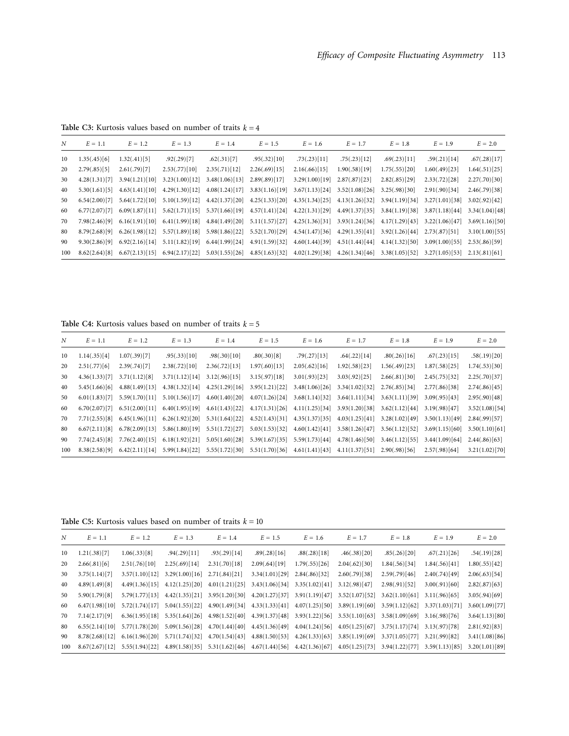**Table C3:** Kurtosis values based on number of traits $k = 4$

| $N$ | $E = 1.1$ | $E = 1.2$ | $E = 1.3$ | $E = 1.4$ | $E = 1.5$ | $E = 1.6$ | $E = 1.7$ | $E = 1.8$ | $E = 1.9$ | $E = 2.0$ |
|---|---|---|---|---|---|---|---|---|---|---|
| 10 | 1.35(.45)[6] | 1.32(.41)[5] | .92(.29)[7] | .62(.31)[7] | .95(.32)[10] | .73(.23)[11] | .75(.23)[12] | .69(.23)[11] | .59(.21)[14] | .67(.28)[17] |
| 20 | 2.79(.85)[5] | 2.61(.79)[7] | 2.53(.77)[10] | 2.35(.71)[12] | 2.26(.69)[15] | 2.16(.66)[15] | 1.90(.58)[19] | 1.75(.55)[20] | 1.60(.49)[23] | 1.64(.51)[25] |
| 30 | 4.28(1.31)[7] | 3.94(1.21)[10] | 3.23(1.00)[12] | 3.48(1.06)[13] | 2.89(.89)[17] | 3.29(1.00)[19] | 2.87(.87)[23] | 2.82(.85)[29] | 2.33(.72)[28] | 2.27(.70)[30] |
| 40 | 5.30(1.61)[5] | 4.63(1.41)[10] | 4.29(1.30)[12] | 4.08(1.24)[17] | 3.83(1.16)[19] | 3.67(1.13)[24] | 3.52(1.08)[26] | 3.25(.98)[30] | 2.91(.90)[34] | 2.46(.79)[38] |
| 50 | 6.54(2.00)[7] | 5.64(1.72)[10] | 5.10(1.59)[12] | 4.42(1.37)[20] | 4.25(1.33)[20] | 4.35(1.34)[25] | 4.13(1.26)[32] | 3.94(1.19)[34] | 3.27(1.01)[38] | 3.02(.92)[42] |
| 60 | 6.77(2.07)[7] | 6.09(1.87)[11] | 5.62(1.71)[15] | 5.37(1.66)[19] | 4.57(1.41)[24] | 4.22(1.31)[29] | 4.49(1.37)[35] | 3.84(1.19)[38] | 3.87(1.18)[44] | 3.34(1.04)[48] |
| 70 | 7.98(2.46)[9] | 6.16(1.91)[10] | 6.41(1.99)[18] | 4.84(1.49)[20] | 5.11(1.57)[27] | 4.25(1.36)[31] | 3.93(1.24)[36] | 4.17(1.29)[43] | 3.22(1.06)[47] | 3.69(1.16)[50] |
| 80 | 8.79(2.68)[9] | 6.26(1.98)[12] | 5.57(1.89)[18] | 5.98(1.86)[22] | 5.52(1.70)[29] | 4.54(1.47)[36] | 4.29(1.35)[41] | 3.92(1.26)[44] | 2.73(.87)[51] | 3.10(1.00)[55] |
| 90 | 9.30(2.86)[9] | 6.92(2.16)[14] | 5.11(1.82)[19] | 6.44(1.99)[24] | 4.91(1.59)[32] | 4.60(1.44)[39] | 4.51(1.44)[44] | 4.14(1.32)[50] | 3.09(1.00)[55] | 2.53(.86)[59] |
| 100 | 8.62(2.64)[8] | 6.67(2.13)[15] | 6.94(2.17)[22] | 5.03(1.55)[26] | 4.85(1.63)[32] | 4.02(1.29)[38] | 4.26(1.34)[46] | 3.38(1.05)[52] | 3.27(1.05)[53] | 2.13(.81)[61] |

**Table C4:** Kurtosis values based on number of traits $k = 5$

| $N$ | $E = 1.1$ | $E = 1.2$ | $E = 1.3$ | $E = 1.4$ | $E = 1.5$ | $E = 1.6$ | $E = 1.7$ | $E = 1.8$ | $E = 1.9$ | $E = 2.0$ |
|---|---|---|---|---|---|---|---|---|---|---|
| 10 | 1.14(.35)[4] | 1.07(.39)[7] | .95(.33)[10] | .98(.30)[10] | .80(.30)[8] | .79(.27)[13] | .64(.22)[14] | .80(.26)[16] | .67(.23)[15] | .58(.19)[20] |
| 20 | 2.51(.77)[6] | 2.39(.74)[7] | 2.38(.72)[10] | 2.36(.72)[13] | 1.97(.60)[13] | 2.05(.62)[16] | 1.92(.58)[23] | 1.56(.49)[23] | 1.87(.58)[25] | 1.74(.53)[30] |
| 30 | 4.36(1.33)[7] | 3.71(1.12)[8] | 3.71(1.12)[14] | 3.12(.96)[15] | 3.15(.97)[18] | 3.01(.93)[23] | 3.03(.92)[25] | 2.66(.81)[30] | 2.45(.75)[32] | 2.25(.70)[37] |
| 40 | 5.45(1.66)[6] | 4.88(1.49)[13] | 4.38(1.32)[14] | 4.25(1.29)[16] | 3.95(1.21)[22] | 3.48(1.06)[26] | 3.34(1.02)[32] | 2.76(.85)[34] | 2.77(.86)[38] | 2.74(.86)[45] |
| 50 | 6.01(1.83)[7] | 5.59(1.70)[11] | 5.10(1.56)[17] | 4.60(1.40)[20] | 4.07(1.26)[24] | 3.68(1.14)[32] | 3.64(1.11)[34] | 3.63(1.11)[39] | 3.09(.95)[43] | 2.95(.90)[48] |
| 60 | 6.70(2.07)[7] | 6.51(2.00)[11] | 6.40(1.95)[19] | 4.61(1.43)[22] | 4.17(1.31)[26] | 4.11(1.25)[34] | 3.93(1.20)[38] | 3.62(1.12)[44] | 3.19(.98)[47] | 3.52(1.08)[54] |
| 70 | 7.71(2.55)[8] | 6.45(1.96)[11] | 6.26(1.92)[20] | 5.31(1.64)[22] | 4.52(1.43)[31] | 4.35(1.37)[35] | 4.03(1.25)[41] | 3.28(1.02)[49] | 3.50(1.13)[49] | 2.84(.99)[57] |
| 80 | 6.67(2.11)[8] | 6.78(2.09)[13] | 5.86(1.80)[19] | 5.51(1.72)[27] | 5.03(1.53)[32] | 4.60(1.42)[41] | 3.58(1.26)[47] | 3.56(1.12)[52] | 3.69(1.15)[60] | 3.50(1.10)[61] |
| 90 | 7.74(2.45)[8] | 7.76(2.40)[15] | 6.18(1.92)[21] | 5.05(1.60)[28] | 5.39(1.67)[35] | 5.59(1.73)[44] | 4.78(1.46)[50] | 3.46(1.12)[55] | 3.44(1.09)[64] | 2.44(.86)[63] |
| 100 | 8.38(2.58)[9] | 6.42(2.11)[14] | 5.99(1.84)[22] | 5.55(1.72)[30] | 5.51(1.70)[36] | 4.61(1.41)[43] | 4.11(1.37)[51] | 2.90(.98)[56] | 2.57(.98)[64] | 3.21(1.02)[70] |

**Table C5:** Kurtosis values based on number of traits $k = 10$

| $N$ | $E = 1.1$ | $E = 1.2$ | $E = 1.3$ | $E = 1.4$ | $E = 1.5$ | $E = 1.6$ | $E = 1.7$ | $E = 1.8$ | $E = 1.9$ | $E = 2.0$ |
|---|---|---|---|---|---|---|---|---|---|---|
| 10 | 1.21(.38)[7] | 1.06(.33)[8] | .94(.29)[11] | .93(.29)[14] | .89(.28)[16] | .88(.28)[18] | .46(.38)[20] | .85(.26)[20] | .67(.21)[26] | .54(.19)[28] |
| 20 | 2.66(.81)[6] | 2.51(.76)[10] | 2.25(.69)[14] | 2.31(.70)[18] | 2.09(.64)[19] | 1.79(.55)[26] | 2.04(.62)[30] | 1.84(.56)[34] | 1.84(.56)[41] | 1.80(.55)[42] |
| 30 | 3.75(1.14)[7] | 3.57(1.10)[12] | 3.29(1.00)[16] | 2.71(.84)[21] | 3.34(1.01)[29] | 2.84(.86)[32] | 2.60(.79)[38] | 2.59(.79)[46] | 2.40(.74)[49] | 2.06(.63)[54] |
| 40 | 4.89(1.49)[8] | 4.49(1.36)[15] | 4.12(1.25)[20] | 4.01(1.21)[25] | 3.43(1.06)[34] | 3.35(1.02)[41] | 3.12(.98)[47] | 2.98(.91)[52] | 3.00(.91)[60] | 2.82(.87)[63] |
| 50 | 5.90(1.79)[8] | 5.79(1.77)[13] | 4.42(1.35)[21] | 3.95(1.20)[30] | 4.20(1.27)[37] | 3.91(1.19)[47] | 3.52(1.07)[52] | 3.62(1.10)[61] | 3.11(.96)[65] | 3.05(.94)[69] |
| 60 | 6.47(1.98)[10] | 5.72(1.74)[17] | 5.04(1.55)[22] | 4.90(1.49)[34] | 4.33(1.33)[41] | 4.07(1.25)[50] | 3.89(1.19)[60] | 3.59(1.12)[62] | 3.37(1.03)[71] | 3.60(1.09)[77] |
| 70 | 7.14(2.17)[9] | 6.36(1.95)[18] | 5.35(1.64)[26] | 4.98(1.52)[40] | 4.39(1.37)[48] | 3.93(1.22)[56] | 3.53(1.10)[63] | 3.58(1.09)[69] | 3.16(.98)[76] | 3.64(1.13)[80] |
| 80 | 6.55(2.14)[10] | 5.77(1.78)[20] | 5.09(1.56)[28] | 4.70(1.44)[40] | 4.45(1.36)[49] | 4.04(1.24)[56] | 4.05(1.25)[67] | 3.75(1.17)[74] | 3.13(.97)[78] | 2.81(.92)[83] |
| 90 | 8.78(2.68)[12] | 6.16(1.96)[20] | 5.71(1.74)[32] | 4.70(1.54)[43] | 4.88(1.50)[53] | 4.26(1.33)[63] | 3.85(1.19)[69] | 3.37(1.05)[77] | 3.21(.99)[82] | 3.41(1.08)[86] |
| 100 | 8.67(2.67)[12] | 5.55(1.94)[22] | 4.89(1.58)[35] | 5.31(1.62)[46] | 4.67(1.44)[56] | 4.42(1.36)[67] | 4.05(1.25)[73] | 3.94(1.22)[77] | 3.59(1.13)[85] | 3.20(1.01)[89] |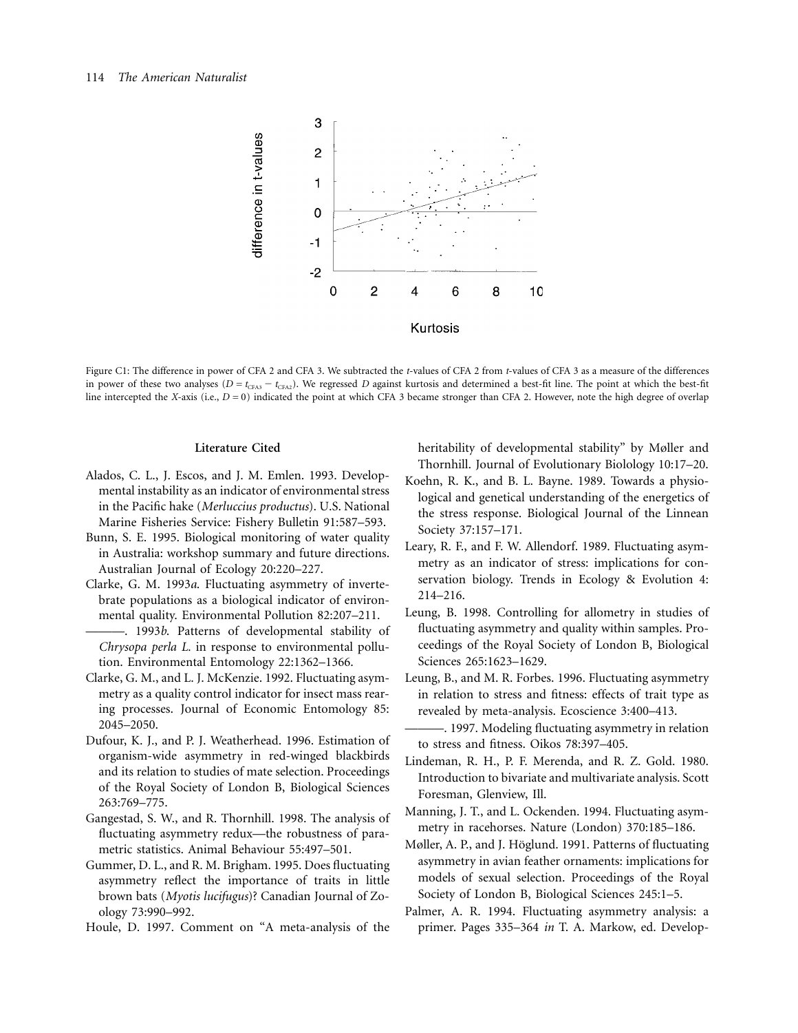Figure C1: The difference in power of CFA 2 and CFA 3. We subtracted the *t*-values of CFA 2 from *t*-values of CFA 3 as a measure of the differences in power of these two analyses ($D = t_{CFA3} - t_{CFA2}$). We regressed $D$ against kurtosis and determined a best-fit line. The point at which the best-fit line intercepted the *X*-axis (i.e., $D = 0$) indicated the point at which CFA 3 became stronger than CFA 2. However, note the high degree of overlap

## Literature Cited

Alados, C. L., J. Escos, and J. M. Emlen. 1993. Developmental instability as an indicator of environmental stress in the Pacific hake (*Merluccius productus*). U.S. National Marine Fisheries Service: Fishery Bulletin 91:587–593.

Bunn, S. E. 1995. Biological monitoring of water quality in Australia: workshop summary and future directions. Australian Journal of Ecology 20:220–227.

Clarke, G. M. 1993*a*. Fluctuating asymmetry of invertebrate populations as a biological indicator of environmental quality. Environmental Pollution 82:207–211.

———. 1993*b*. Patterns of developmental stability of *Chrysopa perla L.* in response to environmental pollution. Environmental Entomology 22:1362–1366.

Clarke, G. M., and L. J. McKenzie. 1992. Fluctuating asymmetry as a quality control indicator for insect mass rearing processes. Journal of Economic Entomology 85: 2045–2050.

Dufour, K. J., and P. J. Weatherhead. 1996. Estimation of organism-wide asymmetry in red-winged blackbirds and its relation to studies of mate selection. Proceedings of the Royal Society of London B, Biological Sciences 263:769–775.

Gangestad, S. W., and R. Thornhill. 1998. The analysis of fluctuating asymmetry redux—the robustness of parametric statistics. Animal Behaviour 55:497–501.

Gummer, D. L., and R. M. Brigham. 1995. Does fluctuating asymmetry reflect the importance of traits in little brown bats (*Myotis lucifugus*)? Canadian Journal of Zoology 73:990–992.

Houle, D. 1997. Comment on "A meta-analysis of the heritability of developmental stability" by Møller and Thornhill. Journal of Evolutionary Biology 10:17–20.

Koehn, R. K., and B. L. Bayne. 1989. Towards a physiological and genetical understanding of the energetics of the stress response. Biological Journal of the Linnean Society 37:157–171.

Leary, R. F., and F. W. Allendorf. 1989. Fluctuating asymmetry as an indicator of stress: implications for conservation biology. Trends in Ecology & Evolution 4: 214–216.

Leung, B. 1998. Controlling for allometry in studies of fluctuating asymmetry and quality within samples. Proceedings of the Royal Society of London B, Biological Sciences 265:1623–1629.

Leung, B., and M. R. Forbes. 1996. Fluctuating asymmetry in relation to stress and fitness: effects of trait type as revealed by meta-analysis. Ecoscience 3:400–413.

———. 1997. Modeling fluctuating asymmetry in relation to stress and fitness. Oikos 78:397–405.

Lindeman, R. H., P. F. Merenda, and R. Z. Gold. 1980. Introduction to bivariate and multivariate analysis. Scott Foresman, Glenview, Ill.

Manning, J. T., and L. Ockenden. 1994. Fluctuating asymmetry in racehorses. Nature (London) 370:185–186.

Møller, A. P., and J. Höglund. 1991. Patterns of fluctuating asymmetry in avian feather ornaments: implications for models of sexual selection. Proceedings of the Royal Society of London B, Biological Sciences 245:1–5.

Palmer, A. R. 1994. Fluctuating asymmetry analysis: a primer. Pages 335–364 *in* T. A. Markow, ed. Develop-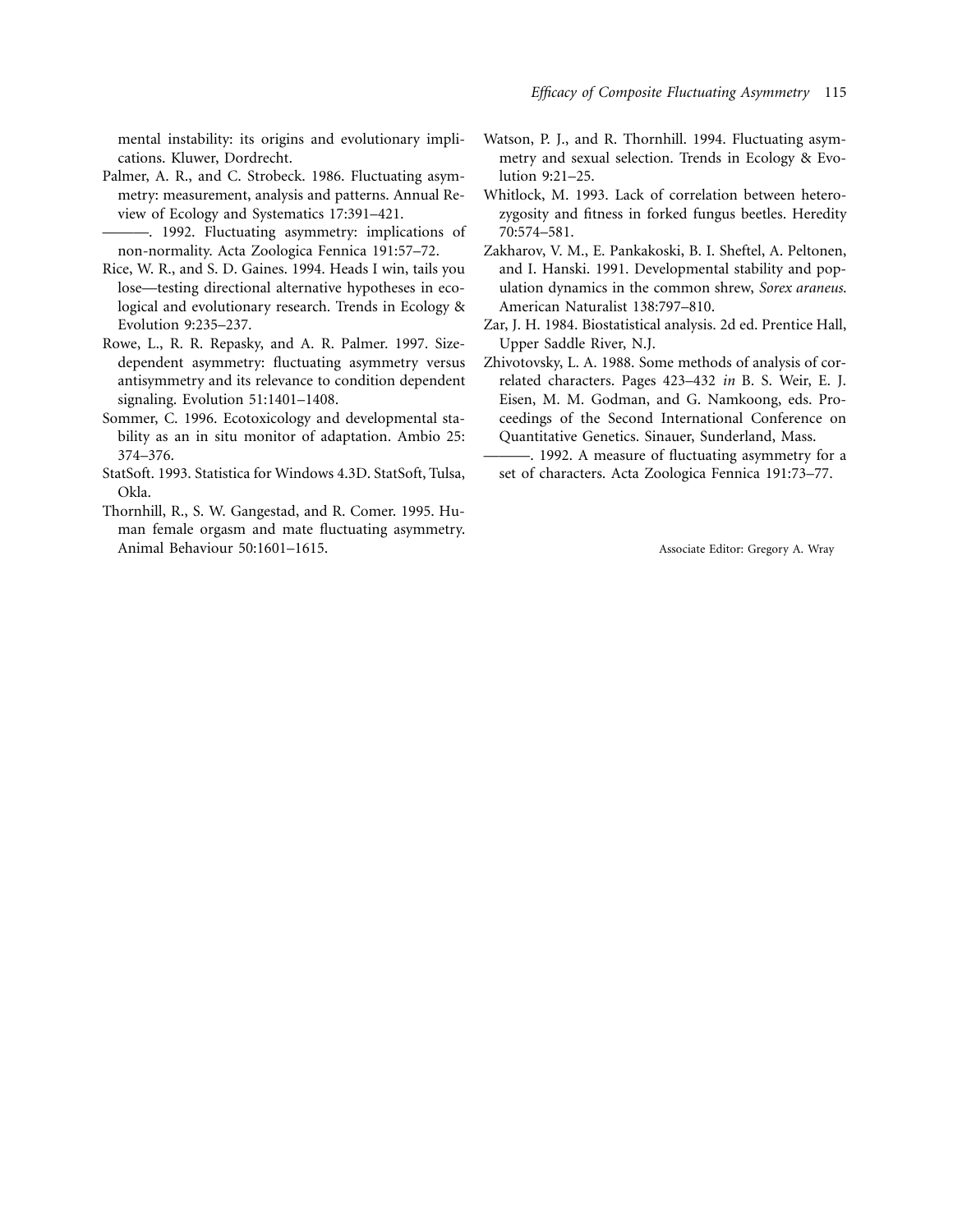mental instability: its origins and evolutionary implications. Kluwer, Dordrecht.

Palmer, A. R., and C. Strobeck. 1986. Fluctuating asymmetry: measurement, analysis and patterns. Annual Review of Ecology and Systematics 17:391–421.

———. 1992. Fluctuating asymmetry: implications of non-normality. Acta Zoologica Fennica 191:57–72.

Rice, W. R., and S. D. Gaines. 1994. Heads I win, tails you lose—testing directional alternative hypotheses in ecological and evolutionary research. Trends in Ecology & Evolution 9:235–237.

Rowe, L., R. R. Repasky, and A. R. Palmer. 1997. Size-dependent asymmetry: fluctuating asymmetry versus antisymmetry and its relevance to condition dependent signaling. Evolution 51:1401–1408.

Sommer, C. 1996. Ecotoxicology and developmental stability as an in situ monitor of adaptation. Ambio 25: 374–376.

StatSoft. 1993. Statistica for Windows 4.3D. StatSoft, Tulsa, Okla.

Thornhill, R., S. W. Gangestad, and R. Comer. 1995. Human female orgasm and mate fluctuating asymmetry. Animal Behaviour 50:1601–1615.

Watson, P. J., and R. Thornhill. 1994. Fluctuating asymmetry and sexual selection. Trends in Ecology & Evolution 9:21–25.

Whitlock, M. 1993. Lack of correlation between heterozygosity and fitness in forked fungus beetles. Heredity 70:574–581.

Zakharov, V. M., E. Pankakoski, B. I. Sheftel, A. Peltonen, and I. Hanski. 1991. Developmental stability and population dynamics in the common shrew, *Sorex araneus*. American Naturalist 138:797–810.

Zar, J. H. 1984. Biostatistical analysis. 2d ed. Prentice Hall, Upper Saddle River, N.J.

Zhivotovsky, L. A. 1988. Some methods of analysis of correlated characters. Pages 423–432 *in* B. S. Weir, E. J. Eisen, M. M. Godman, and G. Namkoong, eds. Proceedings of the Second International Conference on Quantitative Genetics. Sinauer, Sunderland, Mass.

———. 1992. A measure of fluctuating asymmetry for a set of characters. Acta Zoologica Fennica 191:73–77.

Associate Editor: Gregory A. Wray